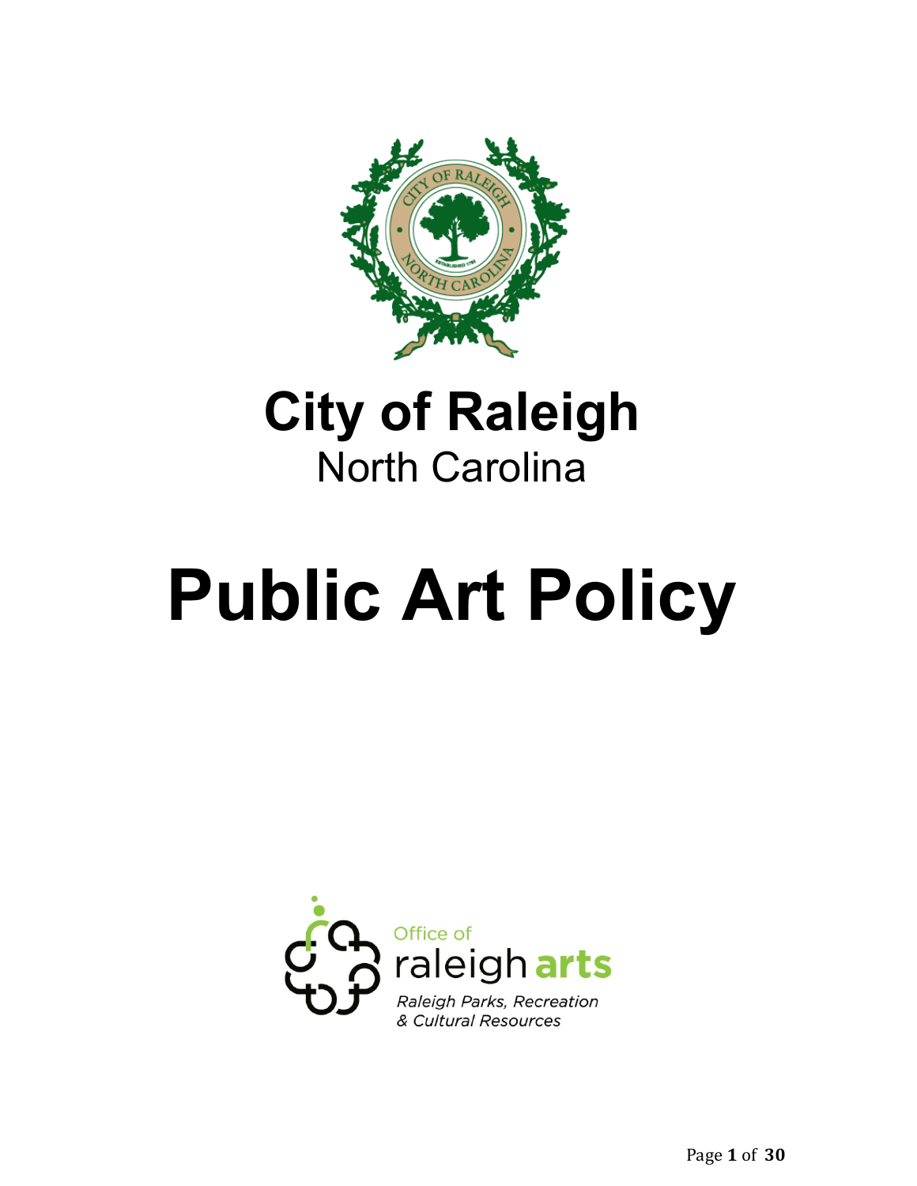# City of Raleigh

North Carolina

# Public Art Policy

Office of raleigh arts

*Raleigh Parks, Recreation & Cultural Resources*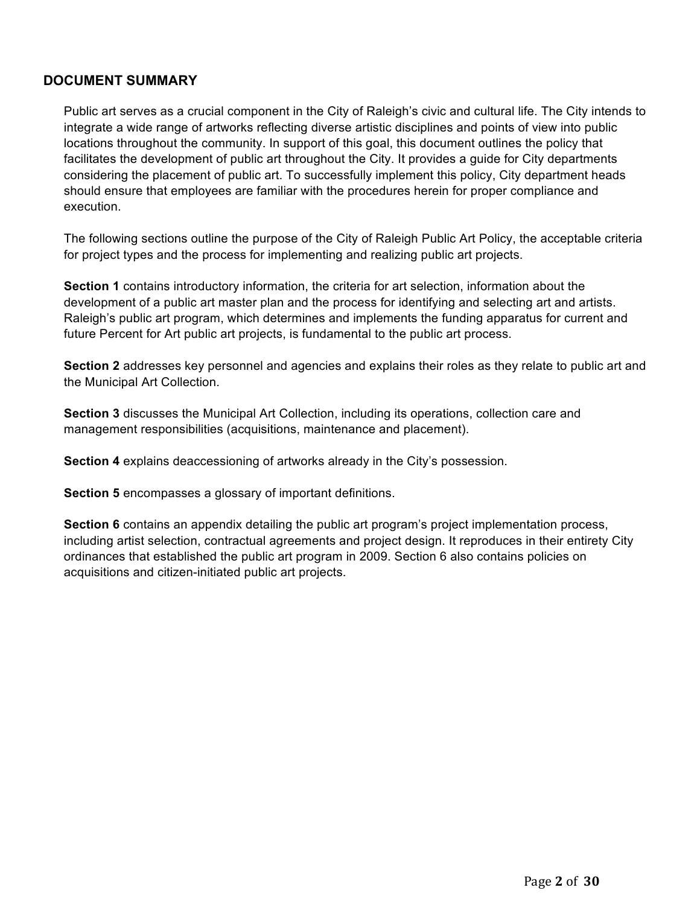## DOCUMENT SUMMARY

Public art serves as a crucial component in the City of Raleigh's civic and cultural life. The City intends to integrate a wide range of artworks reflecting diverse artistic disciplines and points of view into public locations throughout the community. In support of this goal, this document outlines the policy that facilitates the development of public art throughout the City. It provides a guide for City departments considering the placement of public art. To successfully implement this policy, City department heads should ensure that employees are familiar with the procedures herein for proper compliance and execution.

The following sections outline the purpose of the City of Raleigh Public Art Policy, the acceptable criteria for project types and the process for implementing and realizing public art projects.

**Section 1** contains introductory information, the criteria for art selection, information about the development of a public art master plan and the process for identifying and selecting art and artists. Raleigh's public art program, which determines and implements the funding apparatus for current and future Percent for Art public art projects, is fundamental to the public art process.

**Section 2** addresses key personnel and agencies and explains their roles as they relate to public art and the Municipal Art Collection.

**Section 3** discusses the Municipal Art Collection, including its operations, collection care and management responsibilities (acquisitions, maintenance and placement).

**Section 4** explains deaccessioning of artworks already in the City's possession.

**Section 5** encompasses a glossary of important definitions.

**Section 6** contains an appendix detailing the public art program's project implementation process, including artist selection, contractual agreements and project design. It reproduces in their entirety City ordinances that established the public art program in 2009. Section 6 also contains policies on acquisitions and citizen-initiated public art projects.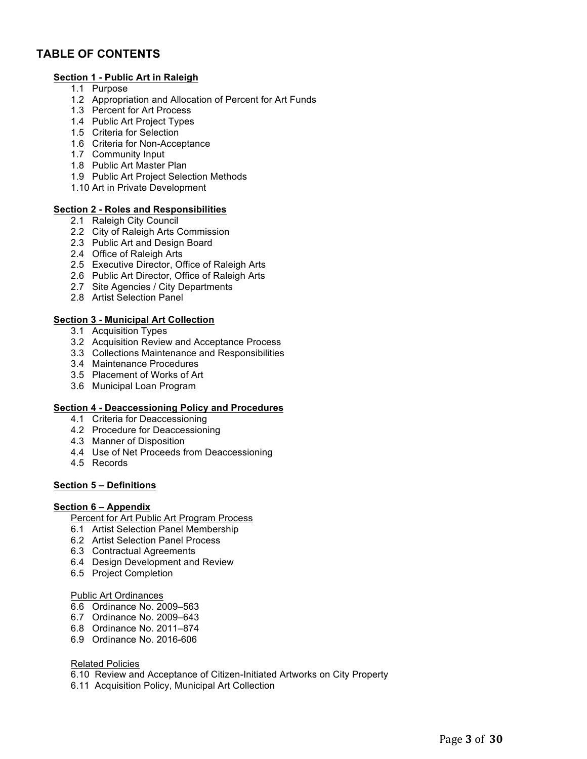# TABLE OF CONTENTS

**Section 1 - Public Art in Raleigh**

- 1.1 Purpose
- 1.2 Appropriation and Allocation of Percent for Art Funds
- 1.3 Percent for Art Process
- 1.4 Public Art Project Types
- 1.5 Criteria for Selection
- 1.6 Criteria for Non-Acceptance
- 1.7 Community Input
- 1.8 Public Art Master Plan
- 1.9 Public Art Project Selection Methods
- 1.10 Art in Private Development

**Section 2 - Roles and Responsibilities**

- 2.1 Raleigh City Council
- 2.2 City of Raleigh Arts Commission
- 2.3 Public Art and Design Board
- 2.4 Office of Raleigh Arts
- 2.5 Executive Director, Office of Raleigh Arts
- 2.6 Public Art Director, Office of Raleigh Arts
- 2.7 Site Agencies / City Departments
- 2.8 Artist Selection Panel

**Section 3 - Municipal Art Collection**

- 3.1 Acquisition Types
- 3.2 Acquisition Review and Acceptance Process
- 3.3 Collections Maintenance and Responsibilities
- 3.4 Maintenance Procedures
- 3.5 Placement of Works of Art
- 3.6 Municipal Loan Program

**Section 4 - Deaccessioning Policy and Procedures**

- 4.1 Criteria for Deaccessioning
- 4.2 Procedure for Deaccessioning
- 4.3 Manner of Disposition
- 4.4 Use of Net Proceeds from Deaccessioning
- 4.5 Records

**Section 5 – Definitions**

**Section 6 – Appendix**

Percent for Art Public Art Program Process

- 6.1 Artist Selection Panel Membership
- 6.2 Artist Selection Panel Process
- 6.3 Contractual Agreements
- 6.4 Design Development and Review
- 6.5 Project Completion

Public Art Ordinances

- 6.6 Ordinance No. 2009–563
- 6.7 Ordinance No. 2009–643
- 6.8 Ordinance No. 2011–874
- 6.9 Ordinance No. 2016-606

Related Policies

- 6.10 Review and Acceptance of Citizen-Initiated Artworks on City Property
- 6.11 Acquisition Policy, Municipal Art Collection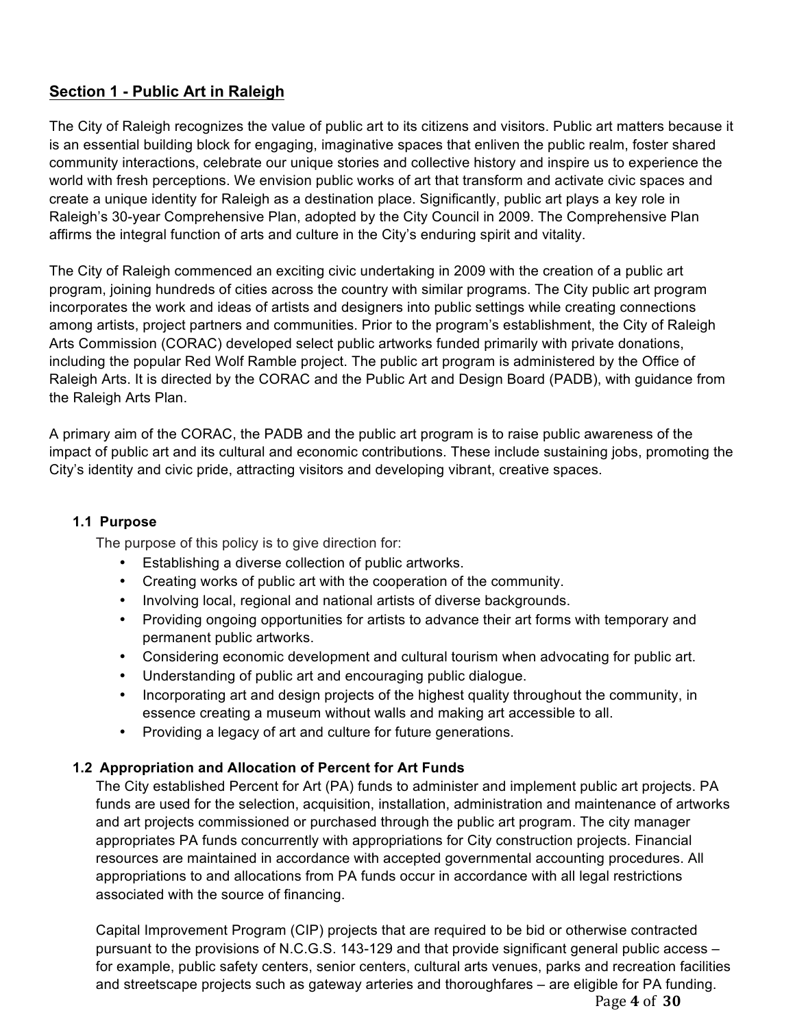## Section 1 - Public Art in Raleigh

The City of Raleigh recognizes the value of public art to its citizens and visitors. Public art matters because it is an essential building block for engaging, imaginative spaces that enliven the public realm, foster shared community interactions, celebrate our unique stories and collective history and inspire us to experience the world with fresh perceptions. We envision public works of art that transform and activate civic spaces and create a unique identity for Raleigh as a destination place. Significantly, public art plays a key role in Raleigh's 30-year Comprehensive Plan, adopted by the City Council in 2009. The Comprehensive Plan affirms the integral function of arts and culture in the City's enduring spirit and vitality.

The City of Raleigh commenced an exciting civic undertaking in 2009 with the creation of a public art program, joining hundreds of cities across the country with similar programs. The City public art program incorporates the work and ideas of artists and designers into public settings while creating connections among artists, project partners and communities. Prior to the program's establishment, the City of Raleigh Arts Commission (CORAC) developed select public artworks funded primarily with private donations, including the popular Red Wolf Ramble project. The public art program is administered by the Office of Raleigh Arts. It is directed by the CORAC and the Public Art and Design Board (PADB), with guidance from the Raleigh Arts Plan.

A primary aim of the CORAC, the PADB and the public art program is to raise public awareness of the impact of public art and its cultural and economic contributions. These include sustaining jobs, promoting the City's identity and civic pride, attracting visitors and developing vibrant, creative spaces.

### 1.1 Purpose

The purpose of this policy is to give direction for:

- Establishing a diverse collection of public artworks.
- Creating works of public art with the cooperation of the community.
- Involving local, regional and national artists of diverse backgrounds.
- Providing ongoing opportunities for artists to advance their art forms with temporary and permanent public artworks.
- Considering economic development and cultural tourism when advocating for public art.
- Understanding of public art and encouraging public dialogue.
- Incorporating art and design projects of the highest quality throughout the community, in essence creating a museum without walls and making art accessible to all.
- Providing a legacy of art and culture for future generations.

### 1.2 Appropriation and Allocation of Percent for Art Funds

The City established Percent for Art (PA) funds to administer and implement public art projects. PA funds are used for the selection, acquisition, installation, administration and maintenance of artworks and art projects commissioned or purchased through the public art program. The city manager appropriates PA funds concurrently with appropriations for City construction projects. Financial resources are maintained in accordance with accepted governmental accounting procedures. All appropriations to and allocations from PA funds occur in accordance with all legal restrictions associated with the source of financing.

Capital Improvement Program (CIP) projects that are required to be bid or otherwise contracted pursuant to the provisions of N.C.G.S. 143-129 and that provide significant general public access – for example, public safety centers, senior centers, cultural arts venues, parks and recreation facilities and streetscape projects such as gateway arteries and thoroughfares – are eligible for PA funding.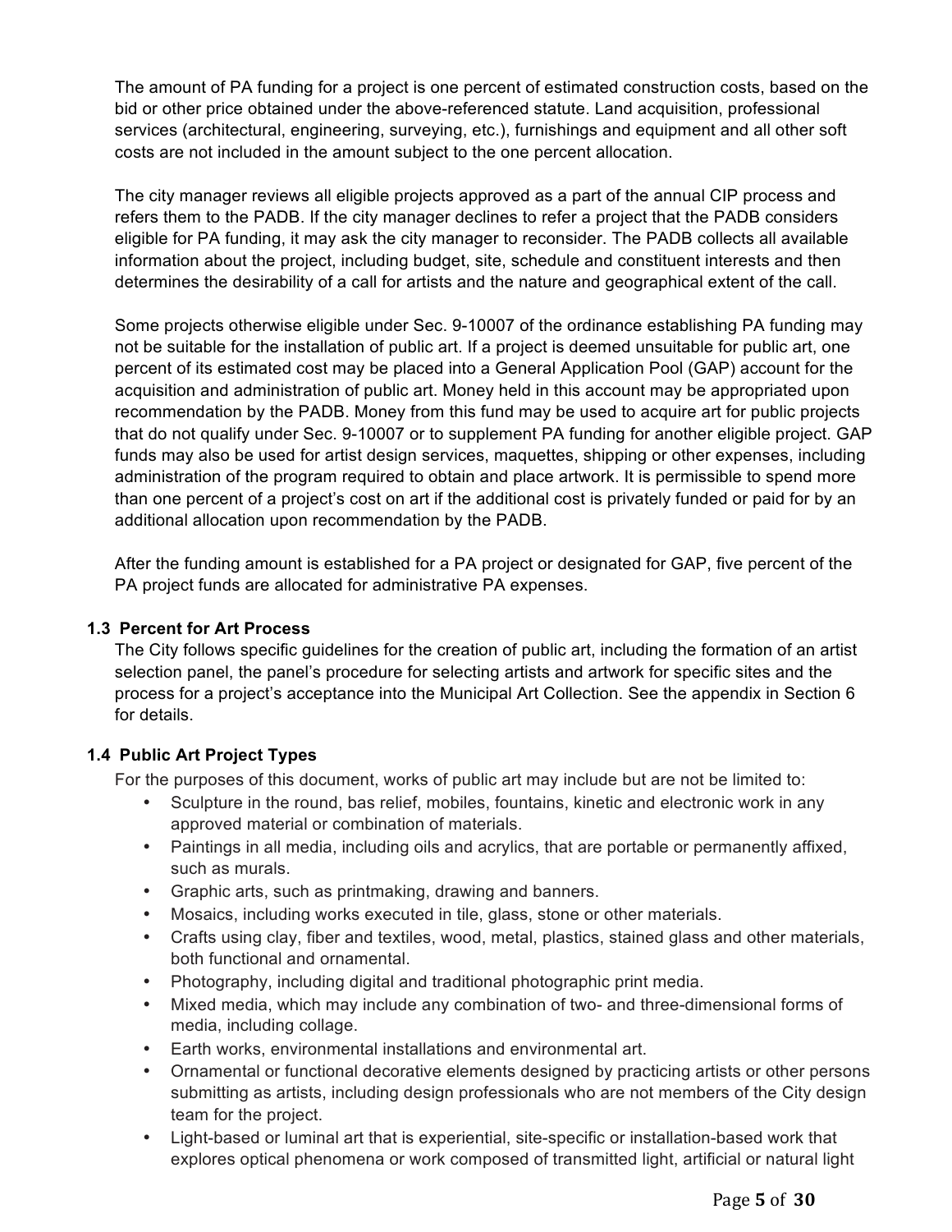The amount of PA funding for a project is one percent of estimated construction costs, based on the bid or other price obtained under the above-referenced statute. Land acquisition, professional services (architectural, engineering, surveying, etc.), furnishings and equipment and all other soft costs are not included in the amount subject to the one percent allocation.

The city manager reviews all eligible projects approved as a part of the annual CIP process and refers them to the PADB. If the city manager declines to refer a project that the PADB considers eligible for PA funding, it may ask the city manager to reconsider. The PADB collects all available information about the project, including budget, site, schedule and constituent interests and then determines the desirability of a call for artists and the nature and geographical extent of the call.

Some projects otherwise eligible under Sec. 9-10007 of the ordinance establishing PA funding may not be suitable for the installation of public art. If a project is deemed unsuitable for public art, one percent of its estimated cost may be placed into a General Application Pool (GAP) account for the acquisition and administration of public art. Money held in this account may be appropriated upon recommendation by the PADB. Money from this fund may be used to acquire art for public projects that do not qualify under Sec. 9-10007 or to supplement PA funding for another eligible project. GAP funds may also be used for artist design services, maquettes, shipping or other expenses, including administration of the program required to obtain and place artwork. It is permissible to spend more than one percent of a project's cost on art if the additional cost is privately funded or paid for by an additional allocation upon recommendation by the PADB.

After the funding amount is established for a PA project or designated for GAP, five percent of the PA project funds are allocated for administrative PA expenses.

### 1.3 Percent for Art Process

The City follows specific guidelines for the creation of public art, including the formation of an artist selection panel, the panel's procedure for selecting artists and artwork for specific sites and the process for a project's acceptance into the Municipal Art Collection. See the appendix in Section 6 for details.

### 1.4 Public Art Project Types

For the purposes of this document, works of public art may include but are not be limited to:

- Sculpture in the round, bas relief, mobiles, fountains, kinetic and electronic work in any approved material or combination of materials.
- Paintings in all media, including oils and acrylics, that are portable or permanently affixed, such as murals.
- Graphic arts, such as printmaking, drawing and banners.
- Mosaics, including works executed in tile, glass, stone or other materials.
- Crafts using clay, fiber and textiles, wood, metal, plastics, stained glass and other materials, both functional and ornamental.
- Photography, including digital and traditional photographic print media.
- Mixed media, which may include any combination of two- and three-dimensional forms of media, including collage.
- Earth works, environmental installations and environmental art.
- Ornamental or functional decorative elements designed by practicing artists or other persons submitting as artists, including design professionals who are not members of the City design team for the project.
- Light-based or luminal art that is experiential, site-specific or installation-based work that explores optical phenomena or work composed of transmitted light, artificial or natural light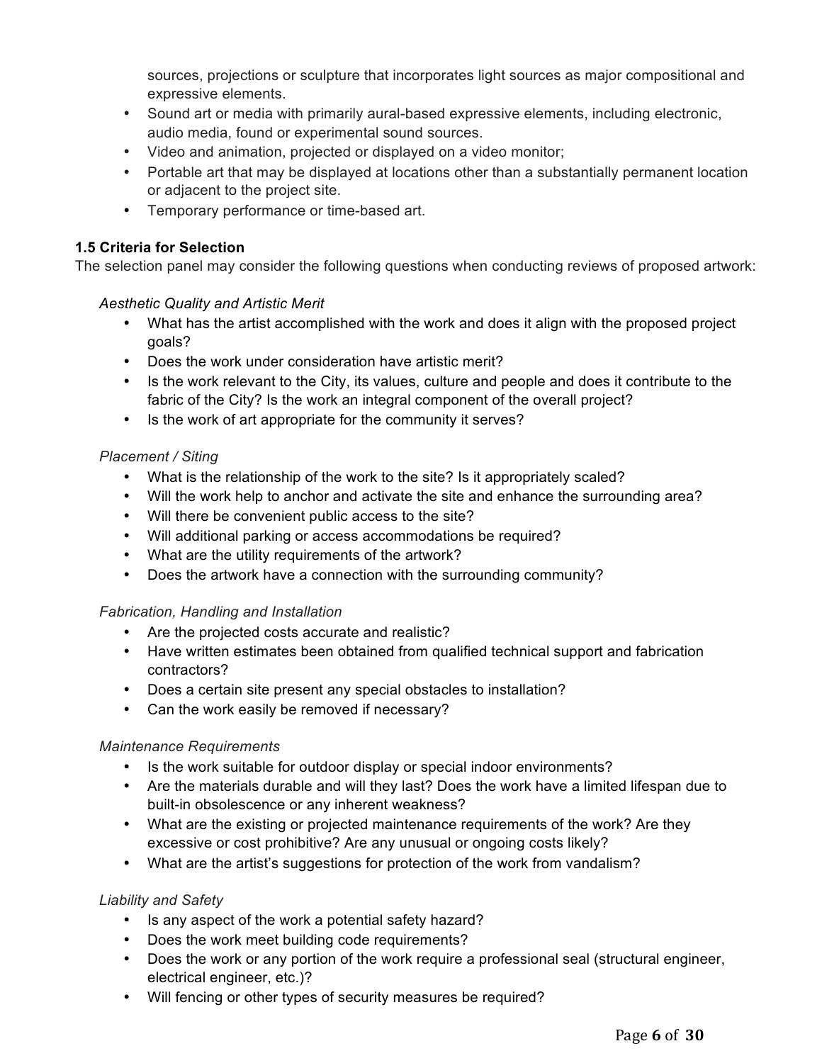sources, projections or sculpture that incorporates light sources as major compositional and expressive elements.

- Sound art or media with primarily aural-based expressive elements, including electronic, audio media, found or experimental sound sources.
- Video and animation, projected or displayed on a video monitor;
- Portable art that may be displayed at locations other than a substantially permanent location or adjacent to the project site.
- Temporary performance or time-based art.

### 1.5 Criteria for Selection

The selection panel may consider the following questions when conducting reviews of proposed artwork:

*Aesthetic Quality and Artistic Merit*

- What has the artist accomplished with the work and does it align with the proposed project goals?
- Does the work under consideration have artistic merit?
- Is the work relevant to the City, its values, culture and people and does it contribute to the fabric of the City? Is the work an integral component of the overall project?
- Is the work of art appropriate for the community it serves?

*Placement / Siting*

- What is the relationship of the work to the site? Is it appropriately scaled?
- Will the work help to anchor and activate the site and enhance the surrounding area?
- Will there be convenient public access to the site?
- Will additional parking or access accommodations be required?
- What are the utility requirements of the artwork?
- Does the artwork have a connection with the surrounding community?

*Fabrication, Handling and Installation*

- Are the projected costs accurate and realistic?
- Have written estimates been obtained from qualified technical support and fabrication contractors?
- Does a certain site present any special obstacles to installation?
- Can the work easily be removed if necessary?

*Maintenance Requirements*

- Is the work suitable for outdoor display or special indoor environments?
- Are the materials durable and will they last? Does the work have a limited lifespan due to built-in obsolescence or any inherent weakness?
- What are the existing or projected maintenance requirements of the work? Are they excessive or cost prohibitive? Are any unusual or ongoing costs likely?
- What are the artist's suggestions for protection of the work from vandalism?

*Liability and Safety*

- Is any aspect of the work a potential safety hazard?
- Does the work meet building code requirements?
- Does the work or any portion of the work require a professional seal (structural engineer, electrical engineer, etc.)?
- Will fencing or other types of security measures be required?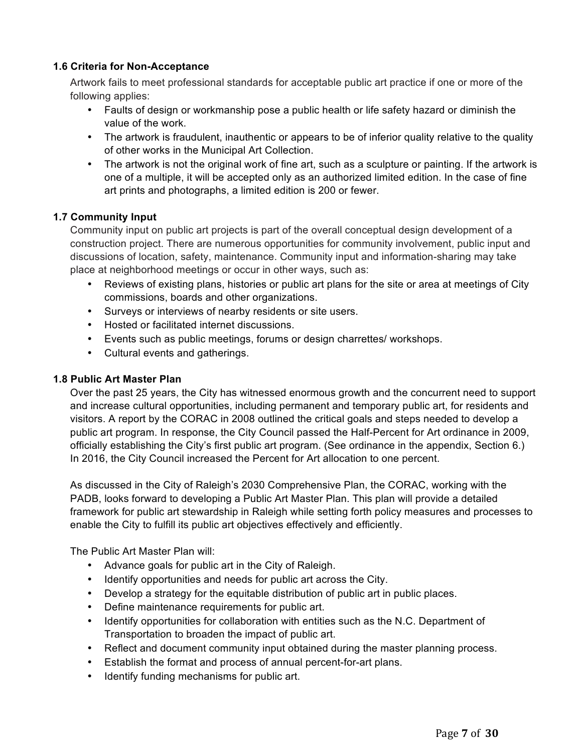### 1.6 Criteria for Non-Acceptance

Artwork fails to meet professional standards for acceptable public art practice if one or more of the following applies:

- Faults of design or workmanship pose a public health or life safety hazard or diminish the value of the work.
- The artwork is fraudulent, inauthentic or appears to be of inferior quality relative to the quality of other works in the Municipal Art Collection.
- The artwork is not the original work of fine art, such as a sculpture or painting. If the artwork is one of a multiple, it will be accepted only as an authorized limited edition. In the case of fine art prints and photographs, a limited edition is 200 or fewer.

### 1.7 Community Input

Community input on public art projects is part of the overall conceptual design development of a construction project. There are numerous opportunities for community involvement, public input and discussions of location, safety, maintenance. Community input and information-sharing may take place at neighborhood meetings or occur in other ways, such as:

- Reviews of existing plans, histories or public art plans for the site or area at meetings of City commissions, boards and other organizations.
- Surveys or interviews of nearby residents or site users.
- Hosted or facilitated internet discussions.
- Events such as public meetings, forums or design charrettes/ workshops.
- Cultural events and gatherings.

### 1.8 Public Art Master Plan

Over the past 25 years, the City has witnessed enormous growth and the concurrent need to support and increase cultural opportunities, including permanent and temporary public art, for residents and visitors. A report by the CORAC in 2008 outlined the critical goals and steps needed to develop a public art program. In response, the City Council passed the Half-Percent for Art ordinance in 2009, officially establishing the City's first public art program. (See ordinance in the appendix, Section 6.) In 2016, the City Council increased the Percent for Art allocation to one percent.

As discussed in the City of Raleigh's 2030 Comprehensive Plan, the CORAC, working with the PADB, looks forward to developing a Public Art Master Plan. This plan will provide a detailed framework for public art stewardship in Raleigh while setting forth policy measures and processes to enable the City to fulfill its public art objectives effectively and efficiently.

The Public Art Master Plan will:

- Advance goals for public art in the City of Raleigh.
- Identify opportunities and needs for public art across the City.
- Develop a strategy for the equitable distribution of public art in public places.
- Define maintenance requirements for public art.
- Identify opportunities for collaboration with entities such as the N.C. Department of Transportation to broaden the impact of public art.
- Reflect and document community input obtained during the master planning process.
- Establish the format and process of annual percent-for-art plans.
- Identify funding mechanisms for public art.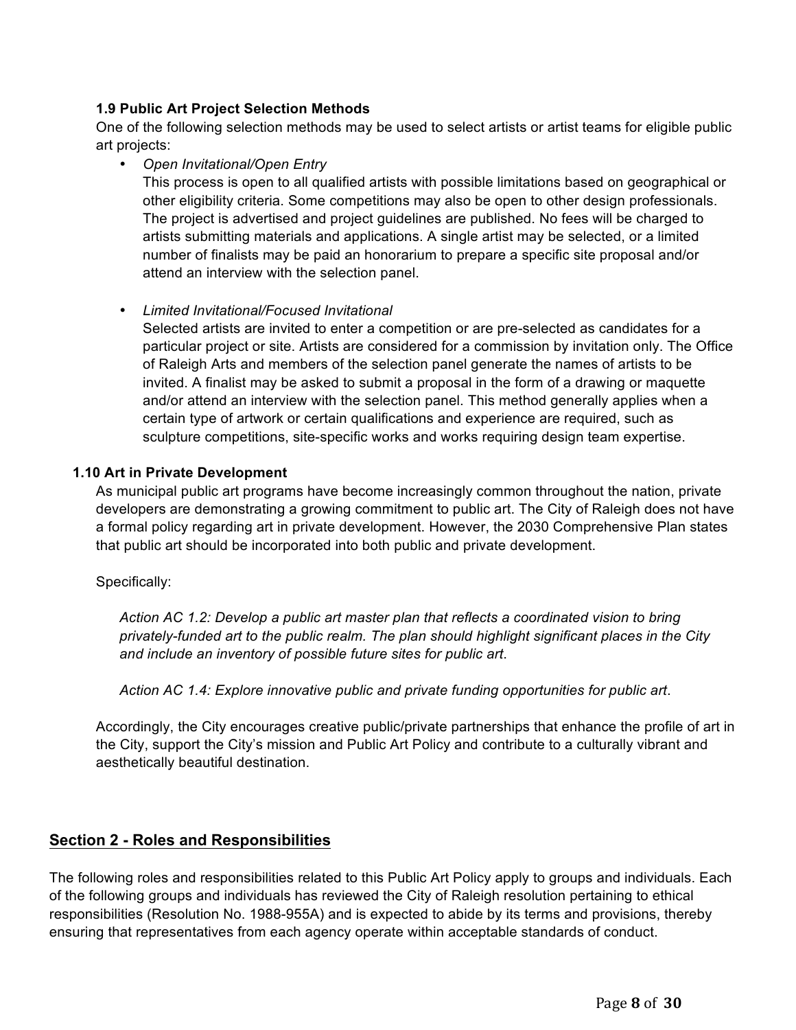### 1.9 Public Art Project Selection Methods

One of the following selection methods may be used to select artists or artist teams for eligible public art projects:

- *Open Invitational/Open Entry*
  This process is open to all qualified artists with possible limitations based on geographical or other eligibility criteria. Some competitions may also be open to other design professionals. The project is advertised and project guidelines are published. No fees will be charged to artists submitting materials and applications. A single artist may be selected, or a limited number of finalists may be paid an honorarium to prepare a specific site proposal and/or attend an interview with the selection panel.

- *Limited Invitational/Focused Invitational*
  Selected artists are invited to enter a competition or are pre-selected as candidates for a particular project or site. Artists are considered for a commission by invitation only. The Office of Raleigh Arts and members of the selection panel generate the names of artists to be invited. A finalist may be asked to submit a proposal in the form of a drawing or maquette and/or attend an interview with the selection panel. This method generally applies when a certain type of artwork or certain qualifications and experience are required, such as sculpture competitions, site-specific works and works requiring design team expertise.

### 1.10 Art in Private Development

As municipal public art programs have become increasingly common throughout the nation, private developers are demonstrating a growing commitment to public art. The City of Raleigh does not have a formal policy regarding art in private development. However, the 2030 Comprehensive Plan states that public art should be incorporated into both public and private development.

Specifically:

*Action AC 1.2: Develop a public art master plan that reflects a coordinated vision to bring privately-funded art to the public realm. The plan should highlight significant places in the City and include an inventory of possible future sites for public art*.

*Action AC 1.4: Explore innovative public and private funding opportunities for public art*.

Accordingly, the City encourages creative public/private partnerships that enhance the profile of art in the City, support the City's mission and Public Art Policy and contribute to a culturally vibrant and aesthetically beautiful destination.

## Section 2 - Roles and Responsibilities

The following roles and responsibilities related to this Public Art Policy apply to groups and individuals. Each of the following groups and individuals has reviewed the City of Raleigh resolution pertaining to ethical responsibilities (Resolution No. 1988-955A) and is expected to abide by its terms and provisions, thereby ensuring that representatives from each agency operate within acceptable standards of conduct.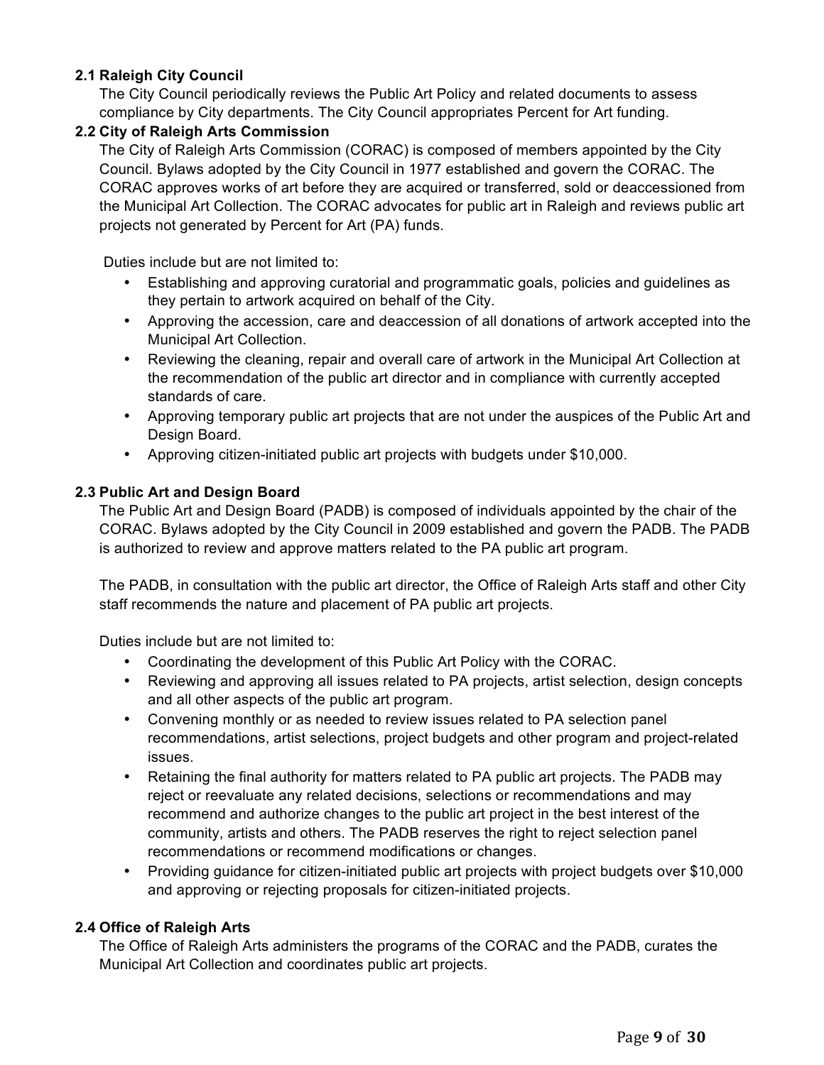### 2.1 Raleigh City Council

The City Council periodically reviews the Public Art Policy and related documents to assess compliance by City departments. The City Council appropriates Percent for Art funding.

### 2.2 City of Raleigh Arts Commission

The City of Raleigh Arts Commission (CORAC) is composed of members appointed by the City Council. Bylaws adopted by the City Council in 1977 established and govern the CORAC. The CORAC approves works of art before they are acquired or transferred, sold or deaccessioned from the Municipal Art Collection. The CORAC advocates for public art in Raleigh and reviews public art projects not generated by Percent for Art (PA) funds.

Duties include but are not limited to:

- Establishing and approving curatorial and programmatic goals, policies and guidelines as they pertain to artwork acquired on behalf of the City.
- Approving the accession, care and deaccession of all donations of artwork accepted into the Municipal Art Collection.
- Reviewing the cleaning, repair and overall care of artwork in the Municipal Art Collection at the recommendation of the public art director and in compliance with currently accepted standards of care.
- Approving temporary public art projects that are not under the auspices of the Public Art and Design Board.
- Approving citizen-initiated public art projects with budgets under $10,000.

### 2.3 Public Art and Design Board

The Public Art and Design Board (PADB) is composed of individuals appointed by the chair of the CORAC. Bylaws adopted by the City Council in 2009 established and govern the PADB. The PADB is authorized to review and approve matters related to the PA public art program.

The PADB, in consultation with the public art director, the Office of Raleigh Arts staff and other City staff recommends the nature and placement of PA public art projects.

Duties include but are not limited to:

- Coordinating the development of this Public Art Policy with the CORAC.
- Reviewing and approving all issues related to PA projects, artist selection, design concepts and all other aspects of the public art program.
- Convening monthly or as needed to review issues related to PA selection panel recommendations, artist selections, project budgets and other program and project-related issues.
- Retaining the final authority for matters related to PA public art projects. The PADB may reject or reevaluate any related decisions, selections or recommendations and may recommend and authorize changes to the public art project in the best interest of the community, artists and others. The PADB reserves the right to reject selection panel recommendations or recommend modifications or changes.
- Providing guidance for citizen-initiated public art projects with project budgets over $10,000 and approving or rejecting proposals for citizen-initiated projects.

### 2.4 Office of Raleigh Arts

The Office of Raleigh Arts administers the programs of the CORAC and the PADB, curates the Municipal Art Collection and coordinates public art projects.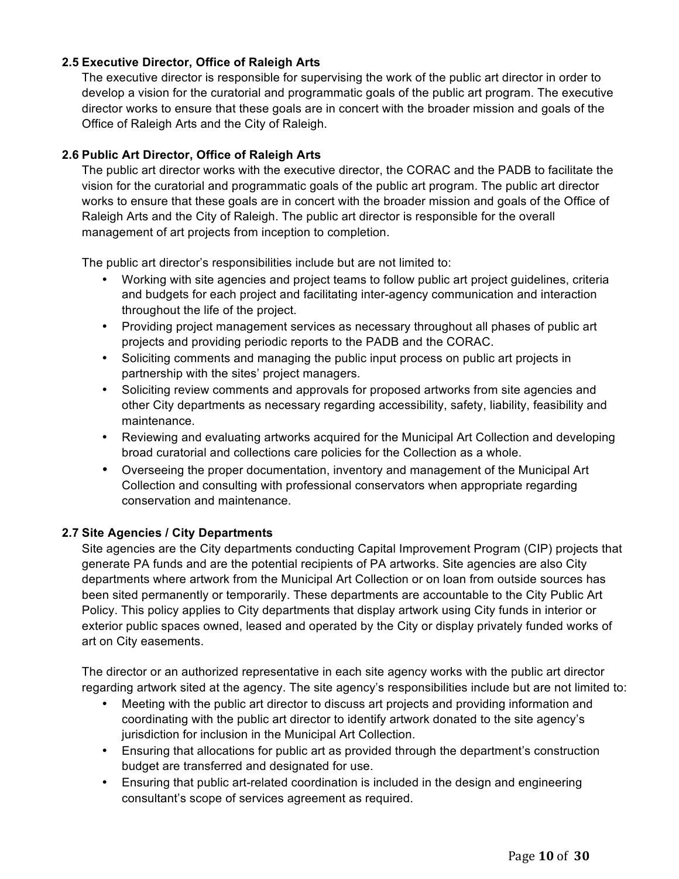### 2.5 Executive Director, Office of Raleigh Arts

The executive director is responsible for supervising the work of the public art director in order to develop a vision for the curatorial and programmatic goals of the public art program. The executive director works to ensure that these goals are in concert with the broader mission and goals of the Office of Raleigh Arts and the City of Raleigh.

### 2.6 Public Art Director, Office of Raleigh Arts

The public art director works with the executive director, the CORAC and the PADB to facilitate the vision for the curatorial and programmatic goals of the public art program. The public art director works to ensure that these goals are in concert with the broader mission and goals of the Office of Raleigh Arts and the City of Raleigh. The public art director is responsible for the overall management of art projects from inception to completion.

The public art director's responsibilities include but are not limited to:

- Working with site agencies and project teams to follow public art project guidelines, criteria and budgets for each project and facilitating inter-agency communication and interaction throughout the life of the project.
- Providing project management services as necessary throughout all phases of public art projects and providing periodic reports to the PADB and the CORAC.
- Soliciting comments and managing the public input process on public art projects in partnership with the sites' project managers.
- Soliciting review comments and approvals for proposed artworks from site agencies and other City departments as necessary regarding accessibility, safety, liability, feasibility and maintenance.
- Reviewing and evaluating artworks acquired for the Municipal Art Collection and developing broad curatorial and collections care policies for the Collection as a whole.
- Overseeing the proper documentation, inventory and management of the Municipal Art Collection and consulting with professional conservators when appropriate regarding conservation and maintenance.

### 2.7 Site Agencies / City Departments

Site agencies are the City departments conducting Capital Improvement Program (CIP) projects that generate PA funds and are the potential recipients of PA artworks. Site agencies are also City departments where artwork from the Municipal Art Collection or on loan from outside sources has been sited permanently or temporarily. These departments are accountable to the City Public Art Policy. This policy applies to City departments that display artwork using City funds in interior or exterior public spaces owned, leased and operated by the City or display privately funded works of art on City easements.

The director or an authorized representative in each site agency works with the public art director regarding artwork sited at the agency. The site agency's responsibilities include but are not limited to:

- Meeting with the public art director to discuss art projects and providing information and coordinating with the public art director to identify artwork donated to the site agency's jurisdiction for inclusion in the Municipal Art Collection.
- Ensuring that allocations for public art as provided through the department's construction budget are transferred and designated for use.
- Ensuring that public art-related coordination is included in the design and engineering consultant's scope of services agreement as required.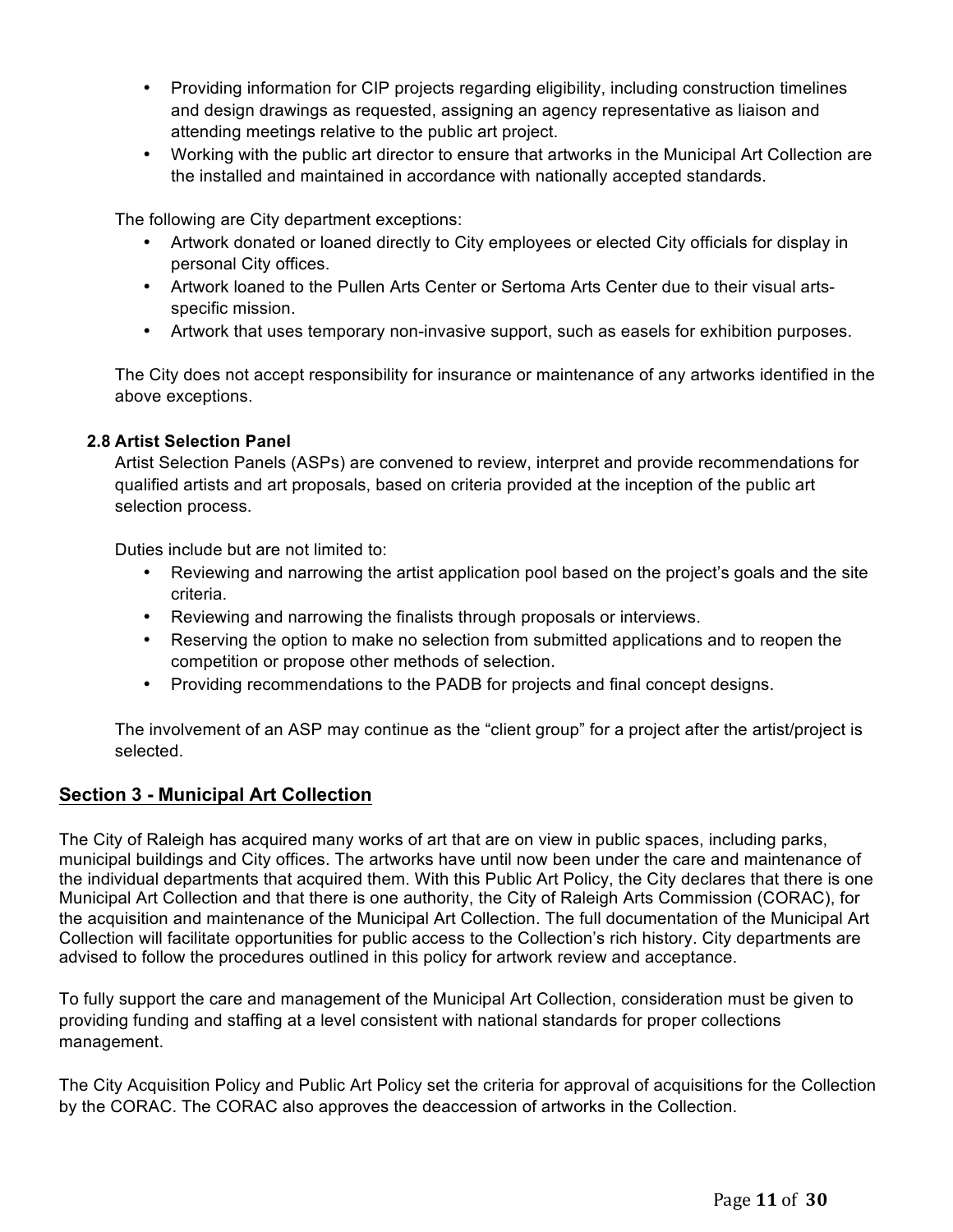- Providing information for CIP projects regarding eligibility, including construction timelines and design drawings as requested, assigning an agency representative as liaison and attending meetings relative to the public art project.
- Working with the public art director to ensure that artworks in the Municipal Art Collection are the installed and maintained in accordance with nationally accepted standards.

The following are City department exceptions:

- Artwork donated or loaned directly to City employees or elected City officials for display in personal City offices.
- Artwork loaned to the Pullen Arts Center or Sertoma Arts Center due to their visual arts-specific mission.
- Artwork that uses temporary non-invasive support, such as easels for exhibition purposes.

The City does not accept responsibility for insurance or maintenance of any artworks identified in the above exceptions.

### 2.8 Artist Selection Panel

Artist Selection Panels (ASPs) are convened to review, interpret and provide recommendations for qualified artists and art proposals, based on criteria provided at the inception of the public art selection process.

Duties include but are not limited to:

- Reviewing and narrowing the artist application pool based on the project's goals and the site criteria.
- Reviewing and narrowing the finalists through proposals or interviews.
- Reserving the option to make no selection from submitted applications and to reopen the competition or propose other methods of selection.
- Providing recommendations to the PADB for projects and final concept designs.

The involvement of an ASP may continue as the "client group" for a project after the artist/project is selected.

## Section 3 - Municipal Art Collection

The City of Raleigh has acquired many works of art that are on view in public spaces, including parks, municipal buildings and City offices. The artworks have until now been under the care and maintenance of the individual departments that acquired them. With this Public Art Policy, the City declares that there is one Municipal Art Collection and that there is one authority, the City of Raleigh Arts Commission (CORAC), for the acquisition and maintenance of the Municipal Art Collection. The full documentation of the Municipal Art Collection will facilitate opportunities for public access to the Collection's rich history. City departments are advised to follow the procedures outlined in this policy for artwork review and acceptance.

To fully support the care and management of the Municipal Art Collection, consideration must be given to providing funding and staffing at a level consistent with national standards for proper collections management.

The City Acquisition Policy and Public Art Policy set the criteria for approval of acquisitions for the Collection by the CORAC. The CORAC also approves the deaccession of artworks in the Collection.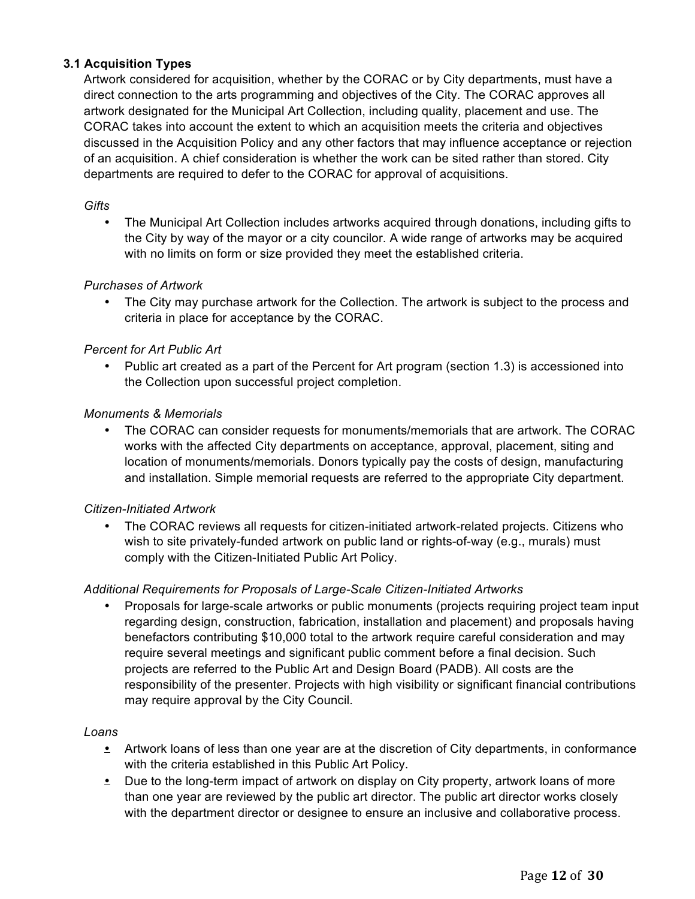### 3.1 Acquisition Types

Artwork considered for acquisition, whether by the CORAC or by City departments, must have a direct connection to the arts programming and objectives of the City. The CORAC approves all artwork designated for the Municipal Art Collection, including quality, placement and use. The CORAC takes into account the extent to which an acquisition meets the criteria and objectives discussed in the Acquisition Policy and any other factors that may influence acceptance or rejection of an acquisition. A chief consideration is whether the work can be sited rather than stored. City departments are required to defer to the CORAC for approval of acquisitions.

*Gifts*

- The Municipal Art Collection includes artworks acquired through donations, including gifts to the City by way of the mayor or a city councilor. A wide range of artworks may be acquired with no limits on form or size provided they meet the established criteria.

*Purchases of Artwork*

- The City may purchase artwork for the Collection. The artwork is subject to the process and criteria in place for acceptance by the CORAC.

*Percent for Art Public Art*

- Public art created as a part of the Percent for Art program (section 1.3) is accessioned into the Collection upon successful project completion.

*Monuments & Memorials*

- The CORAC can consider requests for monuments/memorials that are artwork. The CORAC works with the affected City departments on acceptance, approval, placement, siting and location of monuments/memorials. Donors typically pay the costs of design, manufacturing and installation. Simple memorial requests are referred to the appropriate City department.

*Citizen-Initiated Artwork*

- The CORAC reviews all requests for citizen-initiated artwork-related projects. Citizens who wish to site privately-funded artwork on public land or rights-of-way (e.g., murals) must comply with the Citizen-Initiated Public Art Policy.

*Additional Requirements for Proposals of Large-Scale Citizen-Initiated Artworks*

- Proposals for large-scale artworks or public monuments (projects requiring project team input regarding design, construction, fabrication, installation and placement) and proposals having benefactors contributing $10,000 total to the artwork require careful consideration and may require several meetings and significant public comment before a final decision. Such projects are referred to the Public Art and Design Board (PADB). All costs are the responsibility of the presenter. Projects with high visibility or significant financial contributions may require approval by the City Council.

*Loans*

- Artwork loans of less than one year are at the discretion of City departments, in conformance with the criteria established in this Public Art Policy.
- Due to the long-term impact of artwork on display on City property, artwork loans of more than one year are reviewed by the public art director. The public art director works closely with the department director or designee to ensure an inclusive and collaborative process.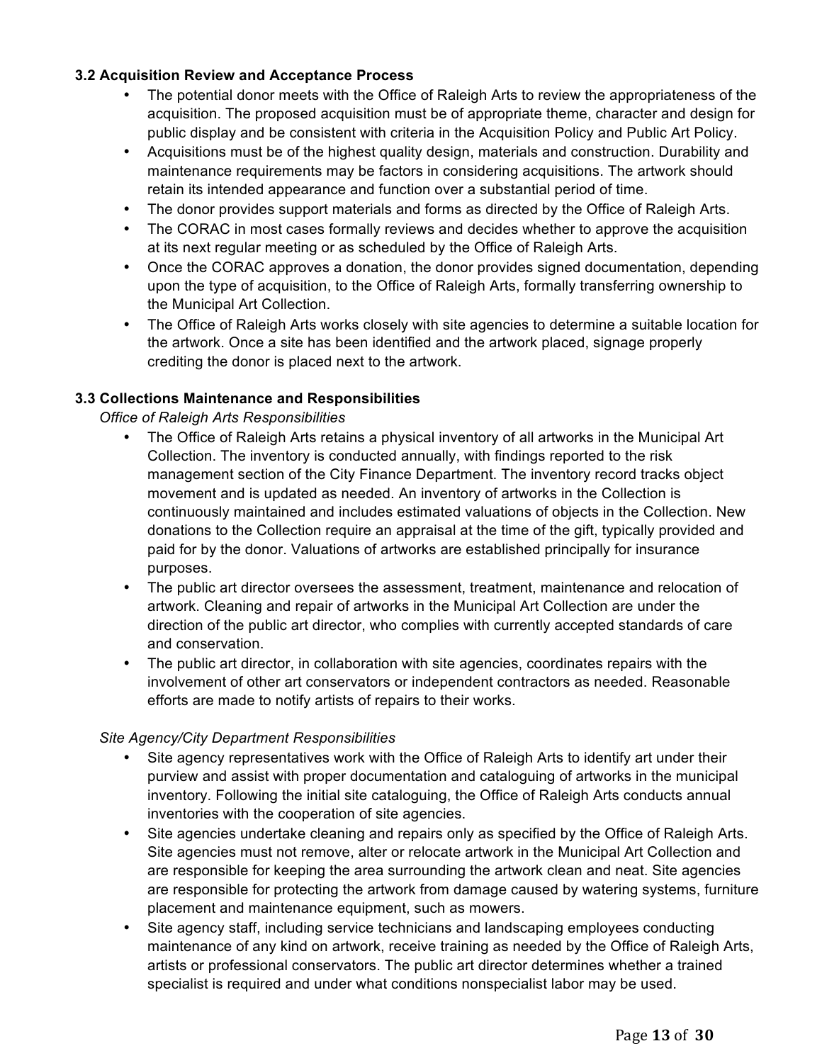### 3.2 Acquisition Review and Acceptance Process

- The potential donor meets with the Office of Raleigh Arts to review the appropriateness of the acquisition. The proposed acquisition must be of appropriate theme, character and design for public display and be consistent with criteria in the Acquisition Policy and Public Art Policy.
- Acquisitions must be of the highest quality design, materials and construction. Durability and maintenance requirements may be factors in considering acquisitions. The artwork should retain its intended appearance and function over a substantial period of time.
- The donor provides support materials and forms as directed by the Office of Raleigh Arts.
- The CORAC in most cases formally reviews and decides whether to approve the acquisition at its next regular meeting or as scheduled by the Office of Raleigh Arts.
- Once the CORAC approves a donation, the donor provides signed documentation, depending upon the type of acquisition, to the Office of Raleigh Arts, formally transferring ownership to the Municipal Art Collection.
- The Office of Raleigh Arts works closely with site agencies to determine a suitable location for the artwork. Once a site has been identified and the artwork placed, signage properly crediting the donor is placed next to the artwork.

### 3.3 Collections Maintenance and Responsibilities

*Office of Raleigh Arts Responsibilities*

- The Office of Raleigh Arts retains a physical inventory of all artworks in the Municipal Art Collection. The inventory is conducted annually, with findings reported to the risk management section of the City Finance Department. The inventory record tracks object movement and is updated as needed. An inventory of artworks in the Collection is continuously maintained and includes estimated valuations of objects in the Collection. New donations to the Collection require an appraisal at the time of the gift, typically provided and paid for by the donor. Valuations of artworks are established principally for insurance purposes.
- The public art director oversees the assessment, treatment, maintenance and relocation of artwork. Cleaning and repair of artworks in the Municipal Art Collection are under the direction of the public art director, who complies with currently accepted standards of care and conservation.
- The public art director, in collaboration with site agencies, coordinates repairs with the involvement of other art conservators or independent contractors as needed. Reasonable efforts are made to notify artists of repairs to their works.

*Site Agency/City Department Responsibilities*

- Site agency representatives work with the Office of Raleigh Arts to identify art under their purview and assist with proper documentation and cataloguing of artworks in the municipal inventory. Following the initial site cataloguing, the Office of Raleigh Arts conducts annual inventories with the cooperation of site agencies.
- Site agencies undertake cleaning and repairs only as specified by the Office of Raleigh Arts. Site agencies must not remove, alter or relocate artwork in the Municipal Art Collection and are responsible for keeping the area surrounding the artwork clean and neat. Site agencies are responsible for protecting the artwork from damage caused by watering systems, furniture placement and maintenance equipment, such as mowers.
- Site agency staff, including service technicians and landscaping employees conducting maintenance of any kind on artwork, receive training as needed by the Office of Raleigh Arts, artists or professional conservators. The public art director determines whether a trained specialist is required and under what conditions nonspecialist labor may be used.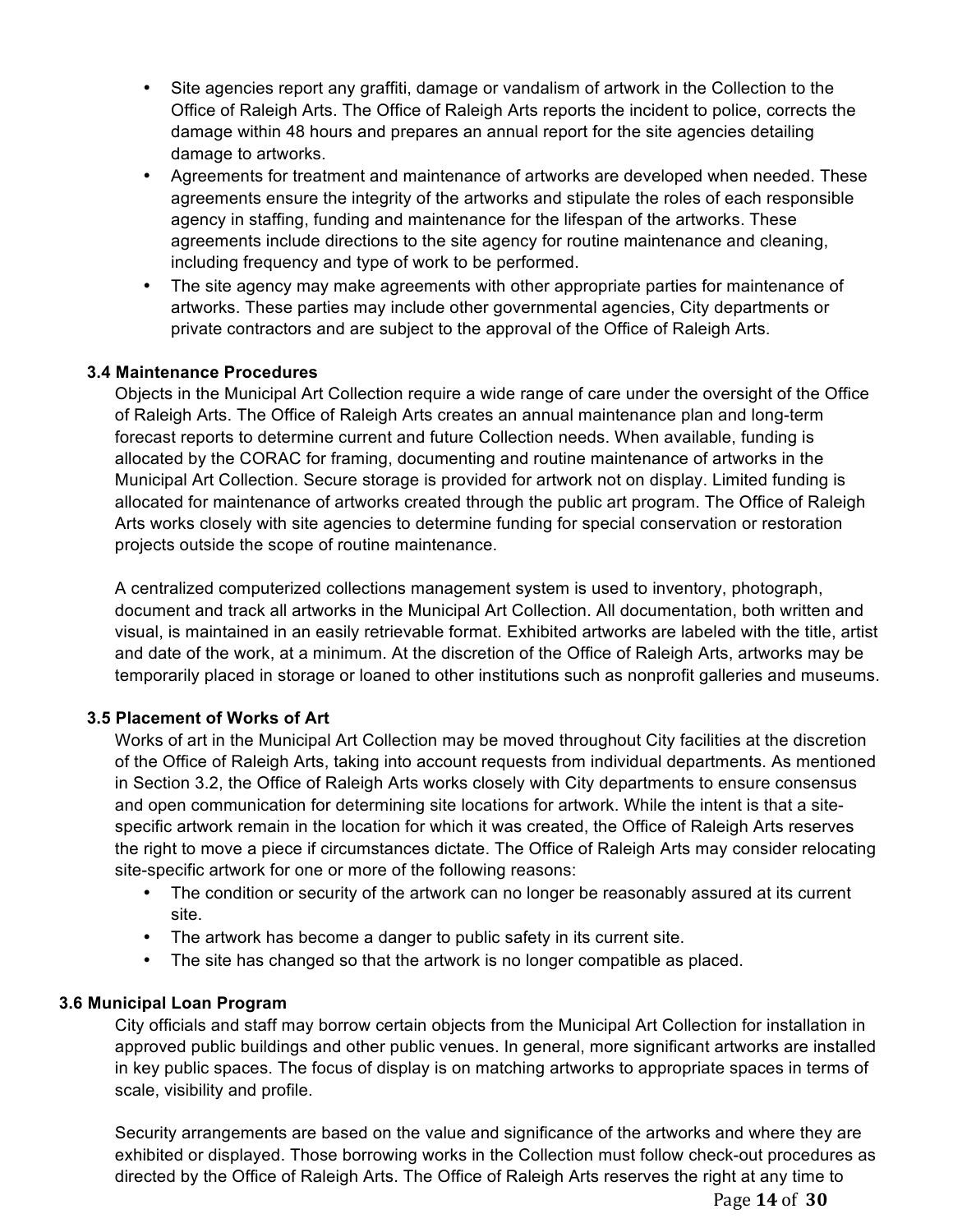- Site agencies report any graffiti, damage or vandalism of artwork in the Collection to the Office of Raleigh Arts. The Office of Raleigh Arts reports the incident to police, corrects the damage within 48 hours and prepares an annual report for the site agencies detailing damage to artworks.
- Agreements for treatment and maintenance of artworks are developed when needed. These agreements ensure the integrity of the artworks and stipulate the roles of each responsible agency in staffing, funding and maintenance for the lifespan of the artworks. These agreements include directions to the site agency for routine maintenance and cleaning, including frequency and type of work to be performed.
- The site agency may make agreements with other appropriate parties for maintenance of artworks. These parties may include other governmental agencies, City departments or private contractors and are subject to the approval of the Office of Raleigh Arts.

### 3.4 Maintenance Procedures

Objects in the Municipal Art Collection require a wide range of care under the oversight of the Office of Raleigh Arts. The Office of Raleigh Arts creates an annual maintenance plan and long-term forecast reports to determine current and future Collection needs. When available, funding is allocated by the CORAC for framing, documenting and routine maintenance of artworks in the Municipal Art Collection. Secure storage is provided for artwork not on display. Limited funding is allocated for maintenance of artworks created through the public art program. The Office of Raleigh Arts works closely with site agencies to determine funding for special conservation or restoration projects outside the scope of routine maintenance.

A centralized computerized collections management system is used to inventory, photograph, document and track all artworks in the Municipal Art Collection. All documentation, both written and visual, is maintained in an easily retrievable format. Exhibited artworks are labeled with the title, artist and date of the work, at a minimum. At the discretion of the Office of Raleigh Arts, artworks may be temporarily placed in storage or loaned to other institutions such as nonprofit galleries and museums.

### 3.5 Placement of Works of Art

Works of art in the Municipal Art Collection may be moved throughout City facilities at the discretion of the Office of Raleigh Arts, taking into account requests from individual departments. As mentioned in Section 3.2, the Office of Raleigh Arts works closely with City departments to ensure consensus and open communication for determining site locations for artwork. While the intent is that a site-specific artwork remain in the location for which it was created, the Office of Raleigh Arts reserves the right to move a piece if circumstances dictate. The Office of Raleigh Arts may consider relocating site-specific artwork for one or more of the following reasons:

- The condition or security of the artwork can no longer be reasonably assured at its current site.
- The artwork has become a danger to public safety in its current site.
- The site has changed so that the artwork is no longer compatible as placed.

### 3.6 Municipal Loan Program

City officials and staff may borrow certain objects from the Municipal Art Collection for installation in approved public buildings and other public venues. In general, more significant artworks are installed in key public spaces. The focus of display is on matching artworks to appropriate spaces in terms of scale, visibility and profile.

Security arrangements are based on the value and significance of the artworks and where they are exhibited or displayed. Those borrowing works in the Collection must follow check-out procedures as directed by the Office of Raleigh Arts. The Office of Raleigh Arts reserves the right at any time to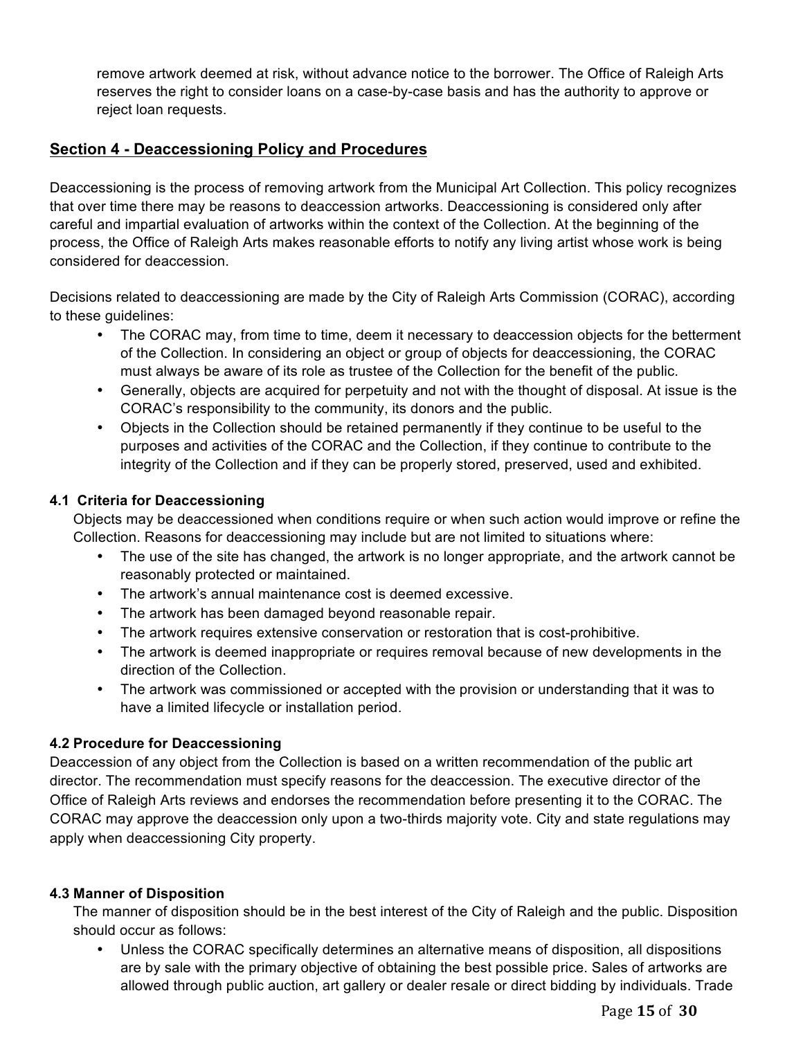remove artwork deemed at risk, without advance notice to the borrower. The Office of Raleigh Arts reserves the right to consider loans on a case-by-case basis and has the authority to approve or reject loan requests.

## Section 4 - Deaccessioning Policy and Procedures

Deaccessioning is the process of removing artwork from the Municipal Art Collection. This policy recognizes that over time there may be reasons to deaccession artworks. Deaccessioning is considered only after careful and impartial evaluation of artworks within the context of the Collection. At the beginning of the process, the Office of Raleigh Arts makes reasonable efforts to notify any living artist whose work is being considered for deaccession.

Decisions related to deaccessioning are made by the City of Raleigh Arts Commission (CORAC), according to these guidelines:

- The CORAC may, from time to time, deem it necessary to deaccession objects for the betterment of the Collection. In considering an object or group of objects for deaccessioning, the CORAC must always be aware of its role as trustee of the Collection for the benefit of the public.
- Generally, objects are acquired for perpetuity and not with the thought of disposal. At issue is the CORAC's responsibility to the community, its donors and the public.
- Objects in the Collection should be retained permanently if they continue to be useful to the purposes and activities of the CORAC and the Collection, if they continue to contribute to the integrity of the Collection and if they can be properly stored, preserved, used and exhibited.

### 4.1 Criteria for Deaccessioning

Objects may be deaccessioned when conditions require or when such action would improve or refine the Collection. Reasons for deaccessioning may include but are not limited to situations where:

- The use of the site has changed, the artwork is no longer appropriate, and the artwork cannot be reasonably protected or maintained.
- The artwork's annual maintenance cost is deemed excessive.
- The artwork has been damaged beyond reasonable repair.
- The artwork requires extensive conservation or restoration that is cost-prohibitive.
- The artwork is deemed inappropriate or requires removal because of new developments in the direction of the Collection.
- The artwork was commissioned or accepted with the provision or understanding that it was to have a limited lifecycle or installation period.

### 4.2 Procedure for Deaccessioning

Deaccession of any object from the Collection is based on a written recommendation of the public art director. The recommendation must specify reasons for the deaccession. The executive director of the Office of Raleigh Arts reviews and endorses the recommendation before presenting it to the CORAC. The CORAC may approve the deaccession only upon a two-thirds majority vote. City and state regulations may apply when deaccessioning City property.

### 4.3 Manner of Disposition

The manner of disposition should be in the best interest of the City of Raleigh and the public. Disposition should occur as follows:

- Unless the CORAC specifically determines an alternative means of disposition, all dispositions are by sale with the primary objective of obtaining the best possible price. Sales of artworks are allowed through public auction, art gallery or dealer resale or direct bidding by individuals. Trade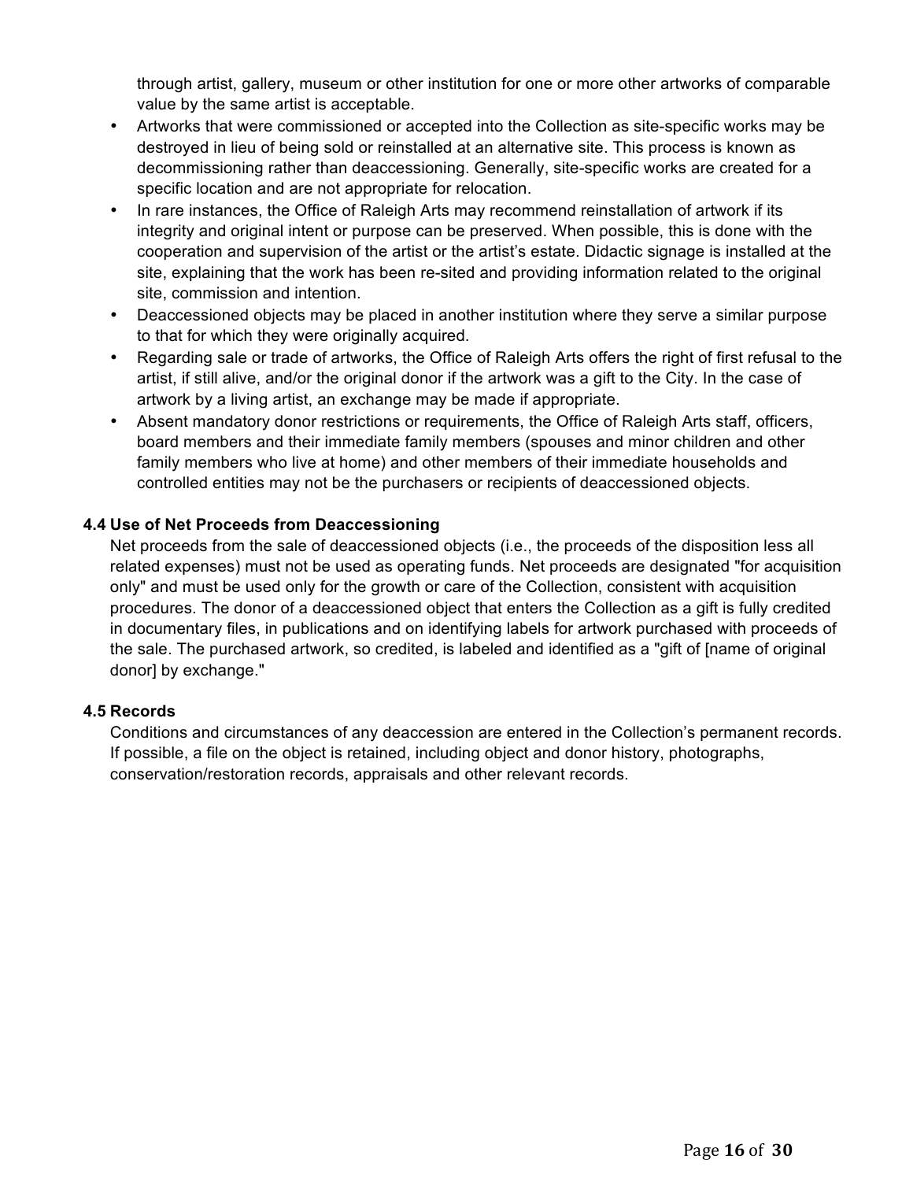through artist, gallery, museum or other institution for one or more other artworks of comparable value by the same artist is acceptable.

- Artworks that were commissioned or accepted into the Collection as site-specific works may be destroyed in lieu of being sold or reinstalled at an alternative site. This process is known as decommissioning rather than deaccessioning. Generally, site-specific works are created for a specific location and are not appropriate for relocation.
- In rare instances, the Office of Raleigh Arts may recommend reinstallation of artwork if its integrity and original intent or purpose can be preserved. When possible, this is done with the cooperation and supervision of the artist or the artist's estate. Didactic signage is installed at the site, explaining that the work has been re-sited and providing information related to the original site, commission and intention.
- Deaccessioned objects may be placed in another institution where they serve a similar purpose to that for which they were originally acquired.
- Regarding sale or trade of artworks, the Office of Raleigh Arts offers the right of first refusal to the artist, if still alive, and/or the original donor if the artwork was a gift to the City. In the case of artwork by a living artist, an exchange may be made if appropriate.
- Absent mandatory donor restrictions or requirements, the Office of Raleigh Arts staff, officers, board members and their immediate family members (spouses and minor children and other family members who live at home) and other members of their immediate households and controlled entities may not be the purchasers or recipients of deaccessioned objects.

### 4.4 Use of Net Proceeds from Deaccessioning

Net proceeds from the sale of deaccessioned objects (i.e., the proceeds of the disposition less all related expenses) must not be used as operating funds. Net proceeds are designated "for acquisition only" and must be used only for the growth or care of the Collection, consistent with acquisition procedures. The donor of a deaccessioned object that enters the Collection as a gift is fully credited in documentary files, in publications and on identifying labels for artwork purchased with proceeds of the sale. The purchased artwork, so credited, is labeled and identified as a "gift of [name of original donor] by exchange."

### 4.5 Records

Conditions and circumstances of any deaccession are entered in the Collection's permanent records. If possible, a file on the object is retained, including object and donor history, photographs, conservation/restoration records, appraisals and other relevant records.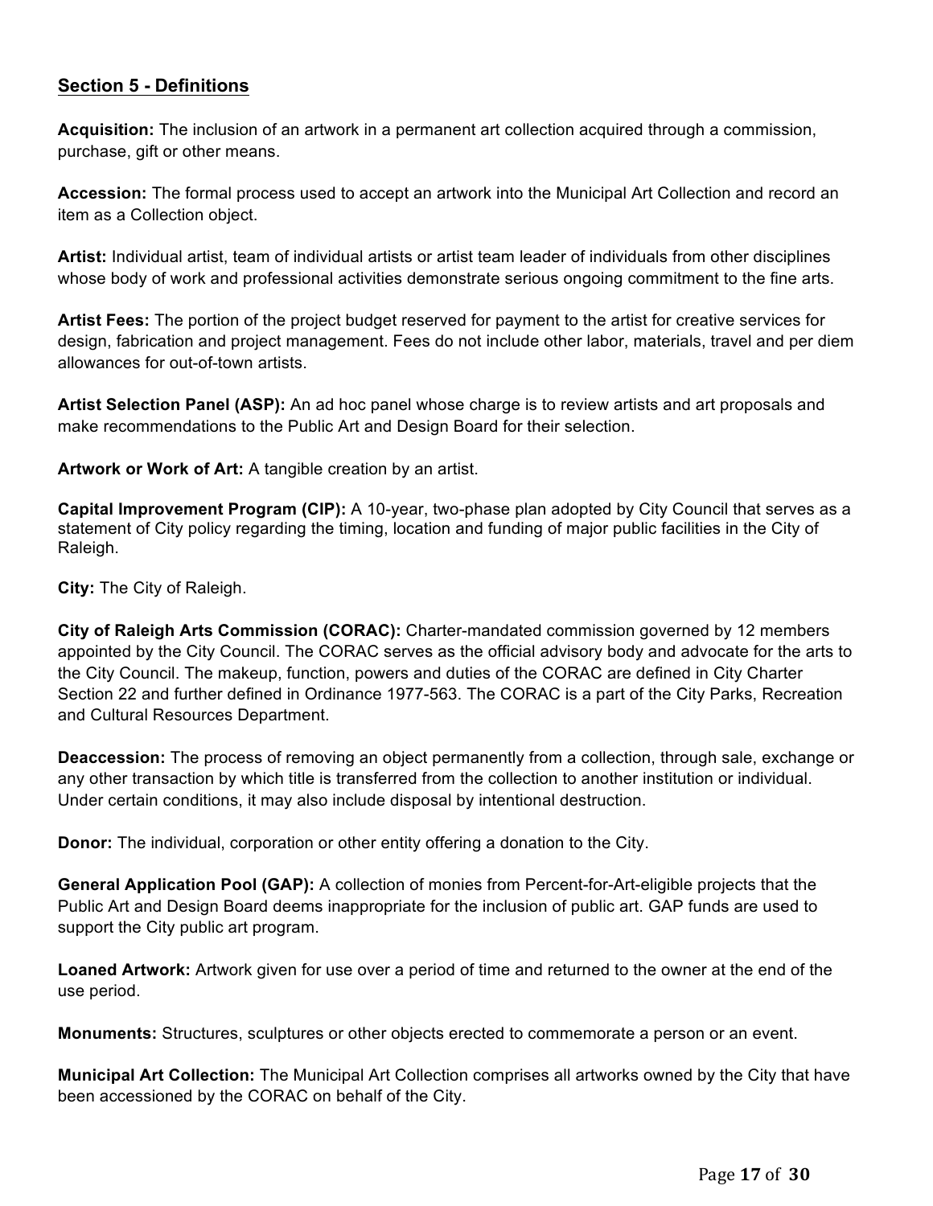## Section 5 - Definitions

**Acquisition:** The inclusion of an artwork in a permanent art collection acquired through a commission, purchase, gift or other means.

**Accession:** The formal process used to accept an artwork into the Municipal Art Collection and record an item as a Collection object.

**Artist:** Individual artist, team of individual artists or artist team leader of individuals from other disciplines whose body of work and professional activities demonstrate serious ongoing commitment to the fine arts.

**Artist Fees:** The portion of the project budget reserved for payment to the artist for creative services for design, fabrication and project management. Fees do not include other labor, materials, travel and per diem allowances for out-of-town artists.

**Artist Selection Panel (ASP):** An ad hoc panel whose charge is to review artists and art proposals and make recommendations to the Public Art and Design Board for their selection.

**Artwork or Work of Art:** A tangible creation by an artist.

**Capital Improvement Program (CIP):** A 10-year, two-phase plan adopted by City Council that serves as a statement of City policy regarding the timing, location and funding of major public facilities in the City of Raleigh.

**City:** The City of Raleigh.

**City of Raleigh Arts Commission (CORAC):** Charter-mandated commission governed by 12 members appointed by the City Council. The CORAC serves as the official advisory body and advocate for the arts to the City Council. The makeup, function, powers and duties of the CORAC are defined in City Charter Section 22 and further defined in Ordinance 1977-563. The CORAC is a part of the City Parks, Recreation and Cultural Resources Department.

**Deaccession:** The process of removing an object permanently from a collection, through sale, exchange or any other transaction by which title is transferred from the collection to another institution or individual. Under certain conditions, it may also include disposal by intentional destruction.

**Donor:** The individual, corporation or other entity offering a donation to the City.

**General Application Pool (GAP):** A collection of monies from Percent-for-Art-eligible projects that the Public Art and Design Board deems inappropriate for the inclusion of public art. GAP funds are used to support the City public art program.

**Loaned Artwork:** Artwork given for use over a period of time and returned to the owner at the end of the use period.

**Monuments:** Structures, sculptures or other objects erected to commemorate a person or an event.

**Municipal Art Collection:** The Municipal Art Collection comprises all artworks owned by the City that have been accessioned by the CORAC on behalf of the City.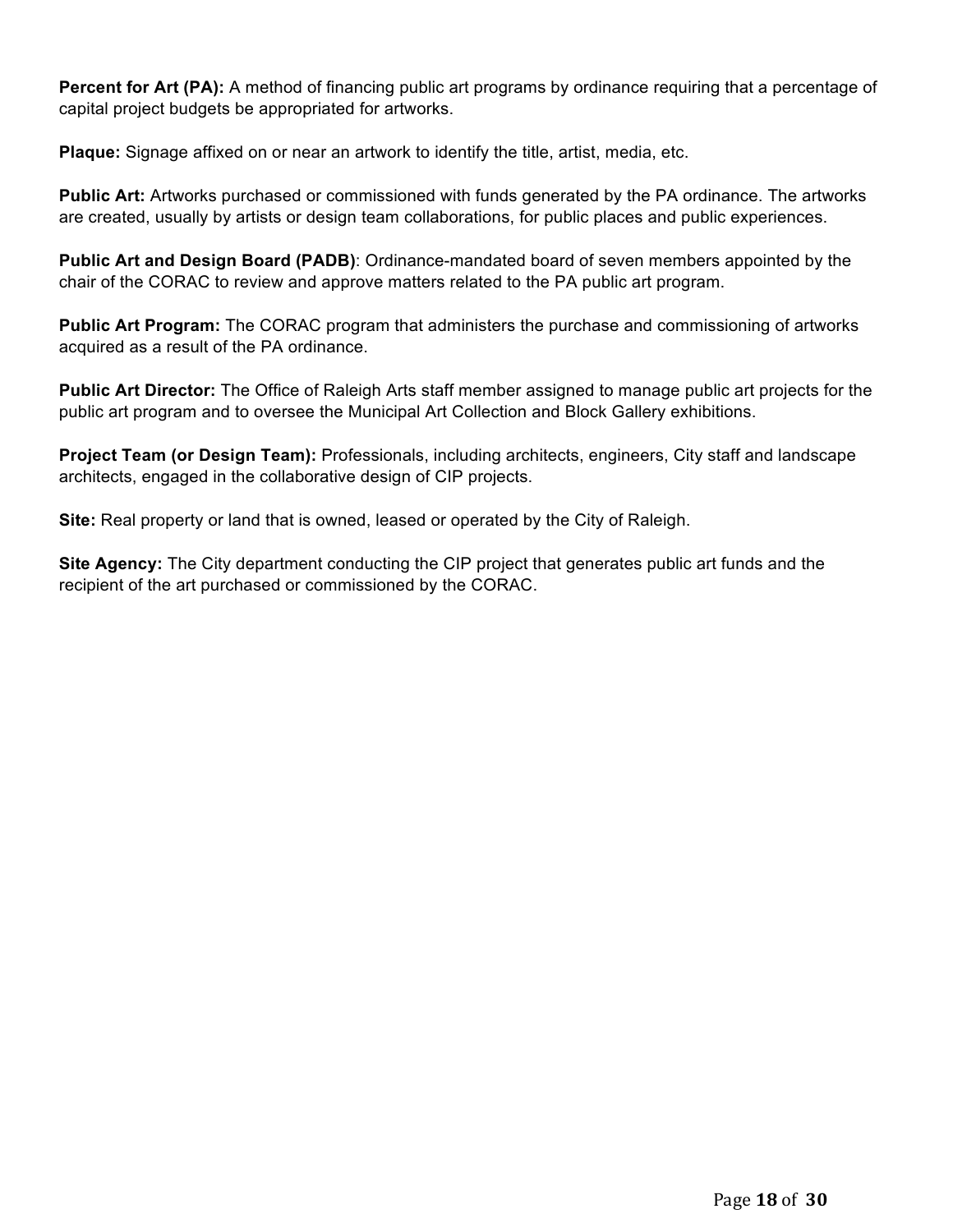**Percent for Art (PA):** A method of financing public art programs by ordinance requiring that a percentage of capital project budgets be appropriated for artworks.

**Plaque:** Signage affixed on or near an artwork to identify the title, artist, media, etc.

**Public Art:** Artworks purchased or commissioned with funds generated by the PA ordinance. The artworks are created, usually by artists or design team collaborations, for public places and public experiences.

**Public Art and Design Board (PADB)**: Ordinance-mandated board of seven members appointed by the chair of the CORAC to review and approve matters related to the PA public art program.

**Public Art Program:** The CORAC program that administers the purchase and commissioning of artworks acquired as a result of the PA ordinance.

**Public Art Director:** The Office of Raleigh Arts staff member assigned to manage public art projects for the public art program and to oversee the Municipal Art Collection and Block Gallery exhibitions.

**Project Team (or Design Team):** Professionals, including architects, engineers, City staff and landscape architects, engaged in the collaborative design of CIP projects.

**Site:** Real property or land that is owned, leased or operated by the City of Raleigh.

**Site Agency:** The City department conducting the CIP project that generates public art funds and the recipient of the art purchased or commissioned by the CORAC.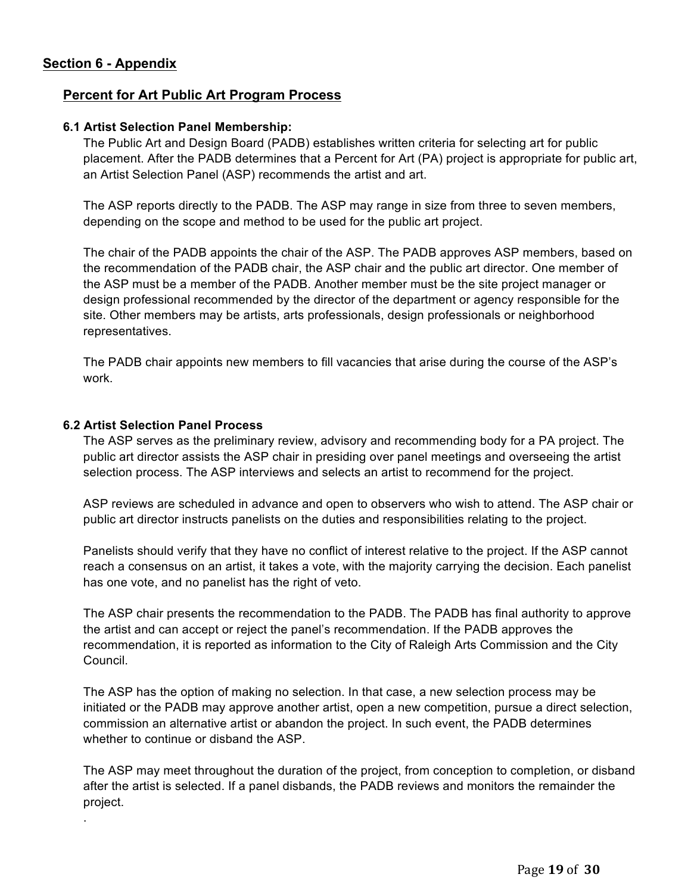## Section 6 - Appendix

### Percent for Art Public Art Program Process

#### 6.1 Artist Selection Panel Membership:

The Public Art and Design Board (PADB) establishes written criteria for selecting art for public placement. After the PADB determines that a Percent for Art (PA) project is appropriate for public art, an Artist Selection Panel (ASP) recommends the artist and art.

The ASP reports directly to the PADB. The ASP may range in size from three to seven members, depending on the scope and method to be used for the public art project.

The chair of the PADB appoints the chair of the ASP. The PADB approves ASP members, based on the recommendation of the PADB chair, the ASP chair and the public art director. One member of the ASP must be a member of the PADB. Another member must be the site project manager or design professional recommended by the director of the department or agency responsible for the site. Other members may be artists, arts professionals, design professionals or neighborhood representatives.

The PADB chair appoints new members to fill vacancies that arise during the course of the ASP's work.

#### 6.2 Artist Selection Panel Process

The ASP serves as the preliminary review, advisory and recommending body for a PA project. The public art director assists the ASP chair in presiding over panel meetings and overseeing the artist selection process. The ASP interviews and selects an artist to recommend for the project.

ASP reviews are scheduled in advance and open to observers who wish to attend. The ASP chair or public art director instructs panelists on the duties and responsibilities relating to the project.

Panelists should verify that they have no conflict of interest relative to the project. If the ASP cannot reach a consensus on an artist, it takes a vote, with the majority carrying the decision. Each panelist has one vote, and no panelist has the right of veto.

The ASP chair presents the recommendation to the PADB. The PADB has final authority to approve the artist and can accept or reject the panel's recommendation. If the PADB approves the recommendation, it is reported as information to the City of Raleigh Arts Commission and the City Council.

The ASP has the option of making no selection. In that case, a new selection process may be initiated or the PADB may approve another artist, open a new competition, pursue a direct selection, commission an alternative artist or abandon the project. In such event, the PADB determines whether to continue or disband the ASP.

The ASP may meet throughout the duration of the project, from conception to completion, or disband after the artist is selected. If a panel disbands, the PADB reviews and monitors the remainder the project.

.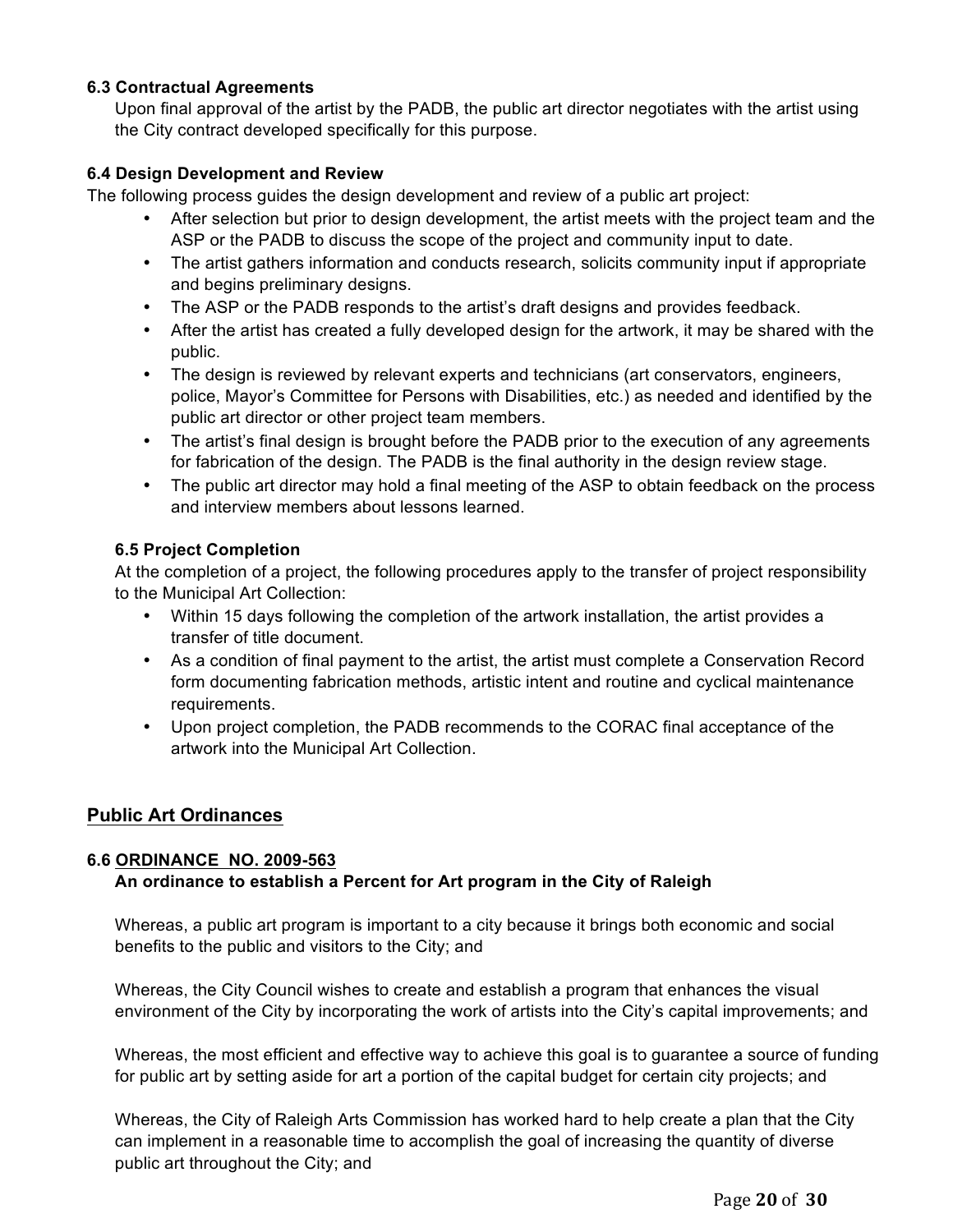**6.3 Contractual Agreements**

Upon final approval of the artist by the PADB, the public art director negotiates with the artist using the City contract developed specifically for this purpose.

**6.4 Design Development and Review**

The following process guides the design development and review of a public art project:

- After selection but prior to design development, the artist meets with the project team and the ASP or the PADB to discuss the scope of the project and community input to date.
- The artist gathers information and conducts research, solicits community input if appropriate and begins preliminary designs.
- The ASP or the PADB responds to the artist's draft designs and provides feedback.
- After the artist has created a fully developed design for the artwork, it may be shared with the public.
- The design is reviewed by relevant experts and technicians (art conservators, engineers, police, Mayor's Committee for Persons with Disabilities, etc.) as needed and identified by the public art director or other project team members.
- The artist's final design is brought before the PADB prior to the execution of any agreements for fabrication of the design. The PADB is the final authority in the design review stage.
- The public art director may hold a final meeting of the ASP to obtain feedback on the process and interview members about lessons learned.

**6.5 Project Completion**

At the completion of a project, the following procedures apply to the transfer of project responsibility to the Municipal Art Collection:

- Within 15 days following the completion of the artwork installation, the artist provides a transfer of title document.
- As a condition of final payment to the artist, the artist must complete a Conservation Record form documenting fabrication methods, artistic intent and routine and cyclical maintenance requirements.
- Upon project completion, the PADB recommends to the CORAC final acceptance of the artwork into the Municipal Art Collection.

## Public Art Ordinances

**6.6 ORDINANCE NO. 2009-563**

**An ordinance to establish a Percent for Art program in the City of Raleigh**

Whereas, a public art program is important to a city because it brings both economic and social benefits to the public and visitors to the City; and

Whereas, the City Council wishes to create and establish a program that enhances the visual environment of the City by incorporating the work of artists into the City's capital improvements; and

Whereas, the most efficient and effective way to achieve this goal is to guarantee a source of funding for public art by setting aside for art a portion of the capital budget for certain city projects; and

Whereas, the City of Raleigh Arts Commission has worked hard to help create a plan that the City can implement in a reasonable time to accomplish the goal of increasing the quantity of diverse public art throughout the City; and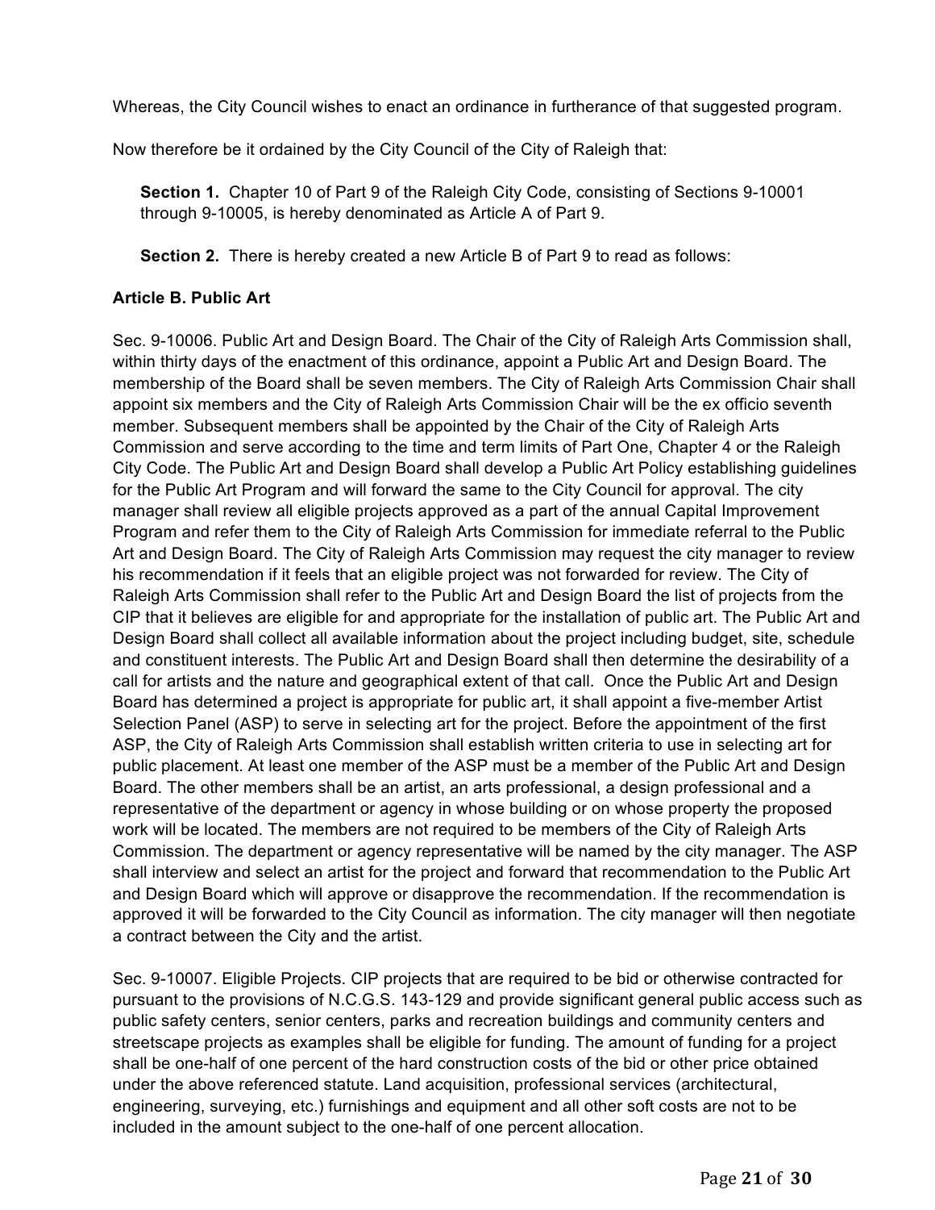Whereas, the City Council wishes to enact an ordinance in furtherance of that suggested program.

Now therefore be it ordained by the City Council of the City of Raleigh that:

**Section 1.** Chapter 10 of Part 9 of the Raleigh City Code, consisting of Sections 9-10001 through 9-10005, is hereby denominated as Article A of Part 9.

**Section 2.** There is hereby created a new Article B of Part 9 to read as follows:

**Article B. Public Art**

Sec. 9-10006. Public Art and Design Board. The Chair of the City of Raleigh Arts Commission shall, within thirty days of the enactment of this ordinance, appoint a Public Art and Design Board. The membership of the Board shall be seven members. The City of Raleigh Arts Commission Chair shall appoint six members and the City of Raleigh Arts Commission Chair will be the ex officio seventh member. Subsequent members shall be appointed by the Chair of the City of Raleigh Arts Commission and serve according to the time and term limits of Part One, Chapter 4 or the Raleigh City Code. The Public Art and Design Board shall develop a Public Art Policy establishing guidelines for the Public Art Program and will forward the same to the City Council for approval. The city manager shall review all eligible projects approved as a part of the annual Capital Improvement Program and refer them to the City of Raleigh Arts Commission for immediate referral to the Public Art and Design Board. The City of Raleigh Arts Commission may request the city manager to review his recommendation if it feels that an eligible project was not forwarded for review. The City of Raleigh Arts Commission shall refer to the Public Art and Design Board the list of projects from the CIP that it believes are eligible for and appropriate for the installation of public art. The Public Art and Design Board shall collect all available information about the project including budget, site, schedule and constituent interests. The Public Art and Design Board shall then determine the desirability of a call for artists and the nature and geographical extent of that call. Once the Public Art and Design Board has determined a project is appropriate for public art, it shall appoint a five-member Artist Selection Panel (ASP) to serve in selecting art for the project. Before the appointment of the first ASP, the City of Raleigh Arts Commission shall establish written criteria to use in selecting art for public placement. At least one member of the ASP must be a member of the Public Art and Design Board. The other members shall be an artist, an arts professional, a design professional and a representative of the department or agency in whose building or on whose property the proposed work will be located. The members are not required to be members of the City of Raleigh Arts Commission. The department or agency representative will be named by the city manager. The ASP shall interview and select an artist for the project and forward that recommendation to the Public Art and Design Board which will approve or disapprove the recommendation. If the recommendation is approved it will be forwarded to the City Council as information. The city manager will then negotiate a contract between the City and the artist.

Sec. 9-10007. Eligible Projects. CIP projects that are required to be bid or otherwise contracted for pursuant to the provisions of N.C.G.S. 143-129 and provide significant general public access such as public safety centers, senior centers, parks and recreation buildings and community centers and streetscape projects as examples shall be eligible for funding. The amount of funding for a project shall be one-half of one percent of the hard construction costs of the bid or other price obtained under the above referenced statute. Land acquisition, professional services (architectural, engineering, surveying, etc.) furnishings and equipment and all other soft costs are not to be included in the amount subject to the one-half of one percent allocation.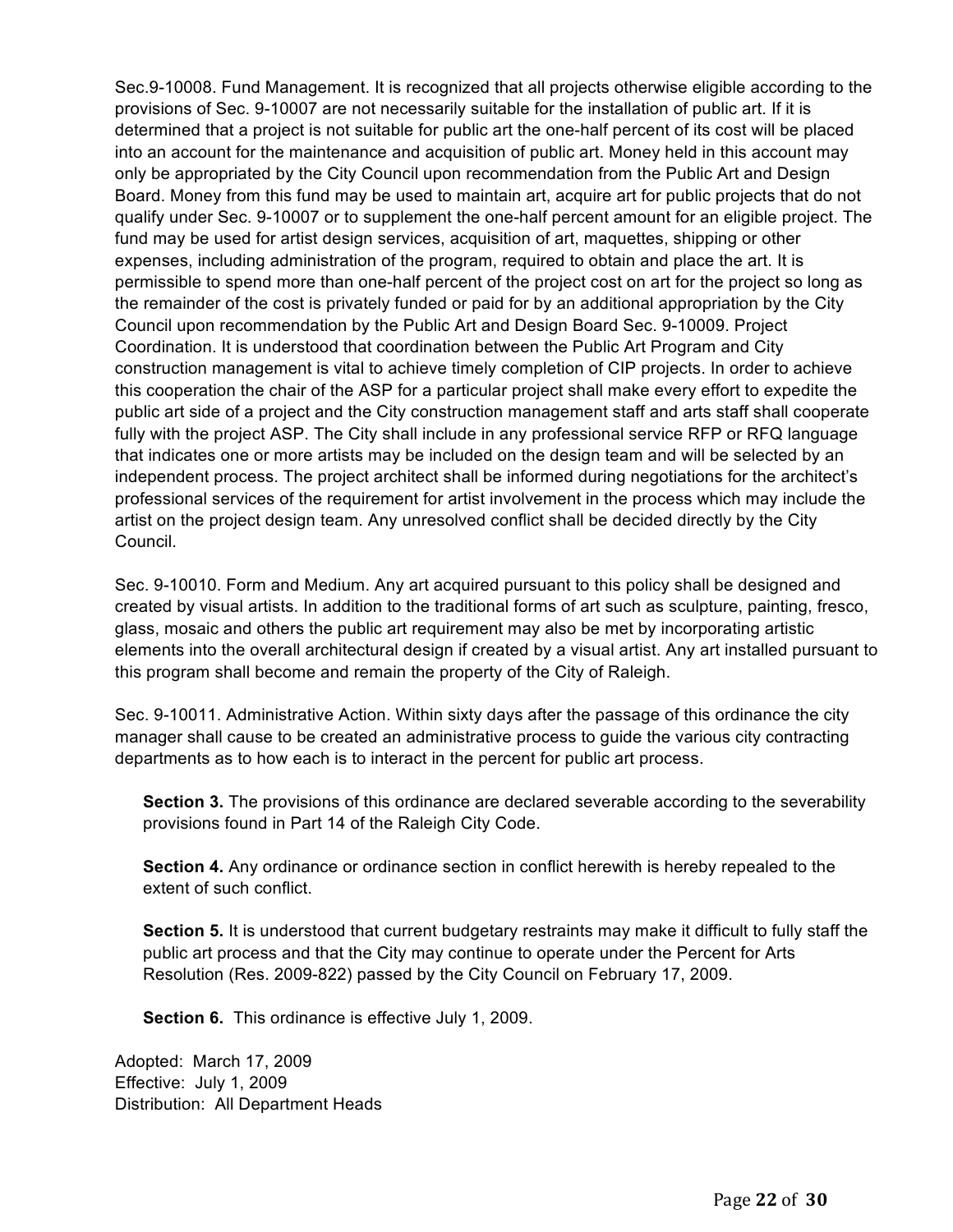Sec.9-10008. Fund Management. It is recognized that all projects otherwise eligible according to the provisions of Sec. 9-10007 are not necessarily suitable for the installation of public art. If it is determined that a project is not suitable for public art the one-half percent of its cost will be placed into an account for the maintenance and acquisition of public art. Money held in this account may only be appropriated by the City Council upon recommendation from the Public Art and Design Board. Money from this fund may be used to maintain art, acquire art for public projects that do not qualify under Sec. 9-10007 or to supplement the one-half percent amount for an eligible project. The fund may be used for artist design services, acquisition of art, maquettes, shipping or other expenses, including administration of the program, required to obtain and place the art. It is permissible to spend more than one-half percent of the project cost on art for the project so long as the remainder of the cost is privately funded or paid for by an additional appropriation by the City Council upon recommendation by the Public Art and Design Board Sec. 9-10009. Project Coordination. It is understood that coordination between the Public Art Program and City construction management is vital to achieve timely completion of CIP projects. In order to achieve this cooperation the chair of the ASP for a particular project shall make every effort to expedite the public art side of a project and the City construction management staff and arts staff shall cooperate fully with the project ASP. The City shall include in any professional service RFP or RFQ language that indicates one or more artists may be included on the design team and will be selected by an independent process. The project architect shall be informed during negotiations for the architect's professional services of the requirement for artist involvement in the process which may include the artist on the project design team. Any unresolved conflict shall be decided directly by the City Council.

Sec. 9-10010. Form and Medium. Any art acquired pursuant to this policy shall be designed and created by visual artists. In addition to the traditional forms of art such as sculpture, painting, fresco, glass, mosaic and others the public art requirement may also be met by incorporating artistic elements into the overall architectural design if created by a visual artist. Any art installed pursuant to this program shall become and remain the property of the City of Raleigh.

Sec. 9-10011. Administrative Action. Within sixty days after the passage of this ordinance the city manager shall cause to be created an administrative process to guide the various city contracting departments as to how each is to interact in the percent for public art process.

**Section 3.** The provisions of this ordinance are declared severable according to the severability provisions found in Part 14 of the Raleigh City Code.

**Section 4.** Any ordinance or ordinance section in conflict herewith is hereby repealed to the extent of such conflict.

**Section 5.** It is understood that current budgetary restraints may make it difficult to fully staff the public art process and that the City may continue to operate under the Percent for Arts Resolution (Res. 2009-822) passed by the City Council on February 17, 2009.

**Section 6.** This ordinance is effective July 1, 2009.

Adopted: March 17, 2009
Effective: July 1, 2009
Distribution: All Department Heads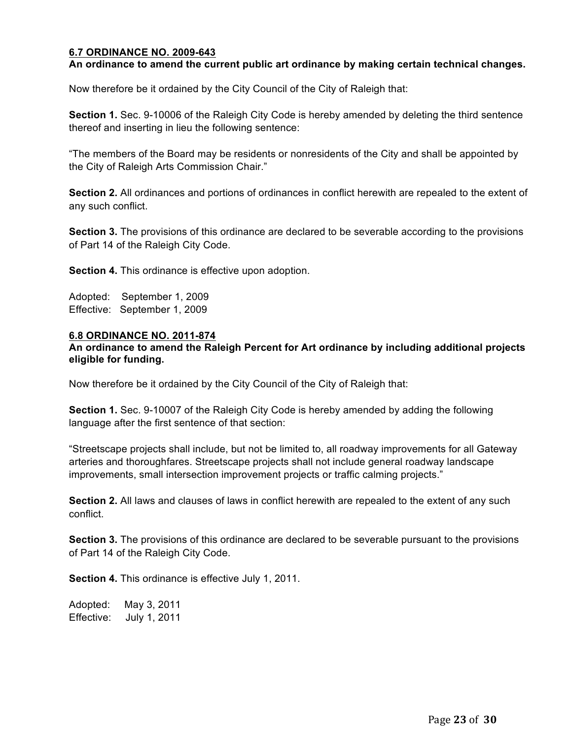### 6.7 ORDINANCE NO. 2009-643

**An ordinance to amend the current public art ordinance by making certain technical changes.**

Now therefore be it ordained by the City Council of the City of Raleigh that:

**Section 1.** Sec. 9-10006 of the Raleigh City Code is hereby amended by deleting the third sentence thereof and inserting in lieu the following sentence:

"The members of the Board may be residents or nonresidents of the City and shall be appointed by the City of Raleigh Arts Commission Chair."

**Section 2.** All ordinances and portions of ordinances in conflict herewith are repealed to the extent of any such conflict.

**Section 3.** The provisions of this ordinance are declared to be severable according to the provisions of Part 14 of the Raleigh City Code.

**Section 4.** This ordinance is effective upon adoption.

Adopted: September 1, 2009
Effective: September 1, 2009

### 6.8 ORDINANCE NO. 2011-874

**An ordinance to amend the Raleigh Percent for Art ordinance by including additional projects eligible for funding.**

Now therefore be it ordained by the City Council of the City of Raleigh that:

**Section 1.** Sec. 9-10007 of the Raleigh City Code is hereby amended by adding the following language after the first sentence of that section:

"Streetscape projects shall include, but not be limited to, all roadway improvements for all Gateway arteries and thoroughfares. Streetscape projects shall not include general roadway landscape improvements, small intersection improvement projects or traffic calming projects."

**Section 2.** All laws and clauses of laws in conflict herewith are repealed to the extent of any such conflict.

**Section 3.** The provisions of this ordinance are declared to be severable pursuant to the provisions of Part 14 of the Raleigh City Code.

**Section 4.** This ordinance is effective July 1, 2011.

Adopted: May 3, 2011
Effective: July 1, 2011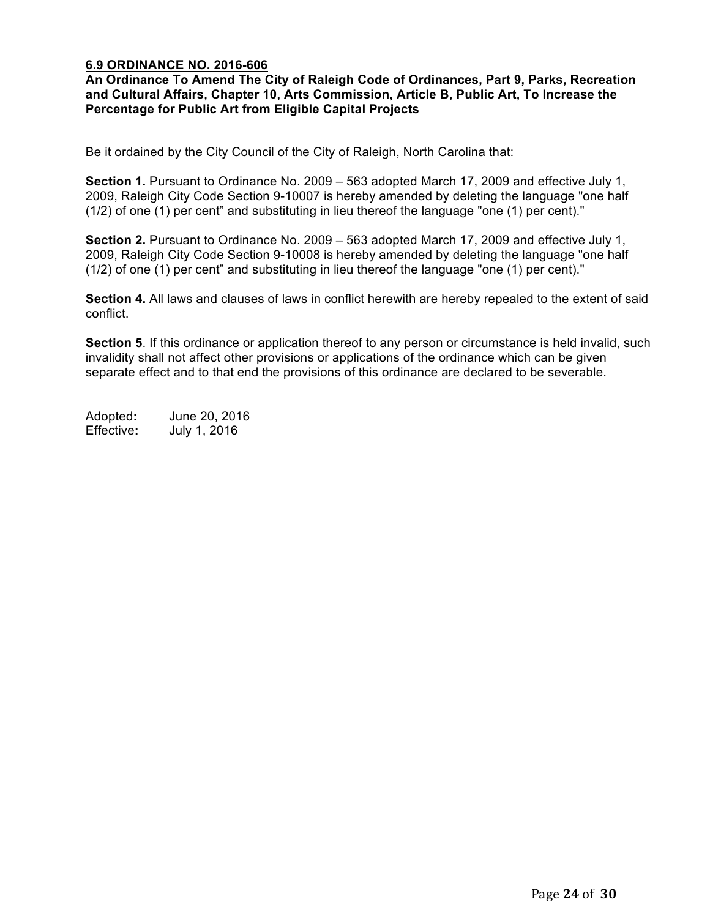## 6.9 ORDINANCE NO. 2016-606

**An Ordinance To Amend The City of Raleigh Code of Ordinances, Part 9, Parks, Recreation and Cultural Affairs, Chapter 10, Arts Commission, Article B, Public Art, To Increase the Percentage for Public Art from Eligible Capital Projects**

Be it ordained by the City Council of the City of Raleigh, North Carolina that:

**Section 1.** Pursuant to Ordinance No. 2009 – 563 adopted March 17, 2009 and effective July 1, 2009, Raleigh City Code Section 9-10007 is hereby amended by deleting the language "one half (1/2) of one (1) per cent" and substituting in lieu thereof the language "one (1) per cent)."

**Section 2.** Pursuant to Ordinance No. 2009 – 563 adopted March 17, 2009 and effective July 1, 2009, Raleigh City Code Section 9-10008 is hereby amended by deleting the language "one half (1/2) of one (1) per cent" and substituting in lieu thereof the language "one (1) per cent)."

**Section 4.** All laws and clauses of laws in conflict herewith are hereby repealed to the extent of said conflict.

**Section 5**. If this ordinance or application thereof to any person or circumstance is held invalid, such invalidity shall not affect other provisions or applications of the ordinance which can be given separate effect and to that end the provisions of this ordinance are declared to be severable.

Adopted**:** June 20, 2016
Effective**:** July 1, 2016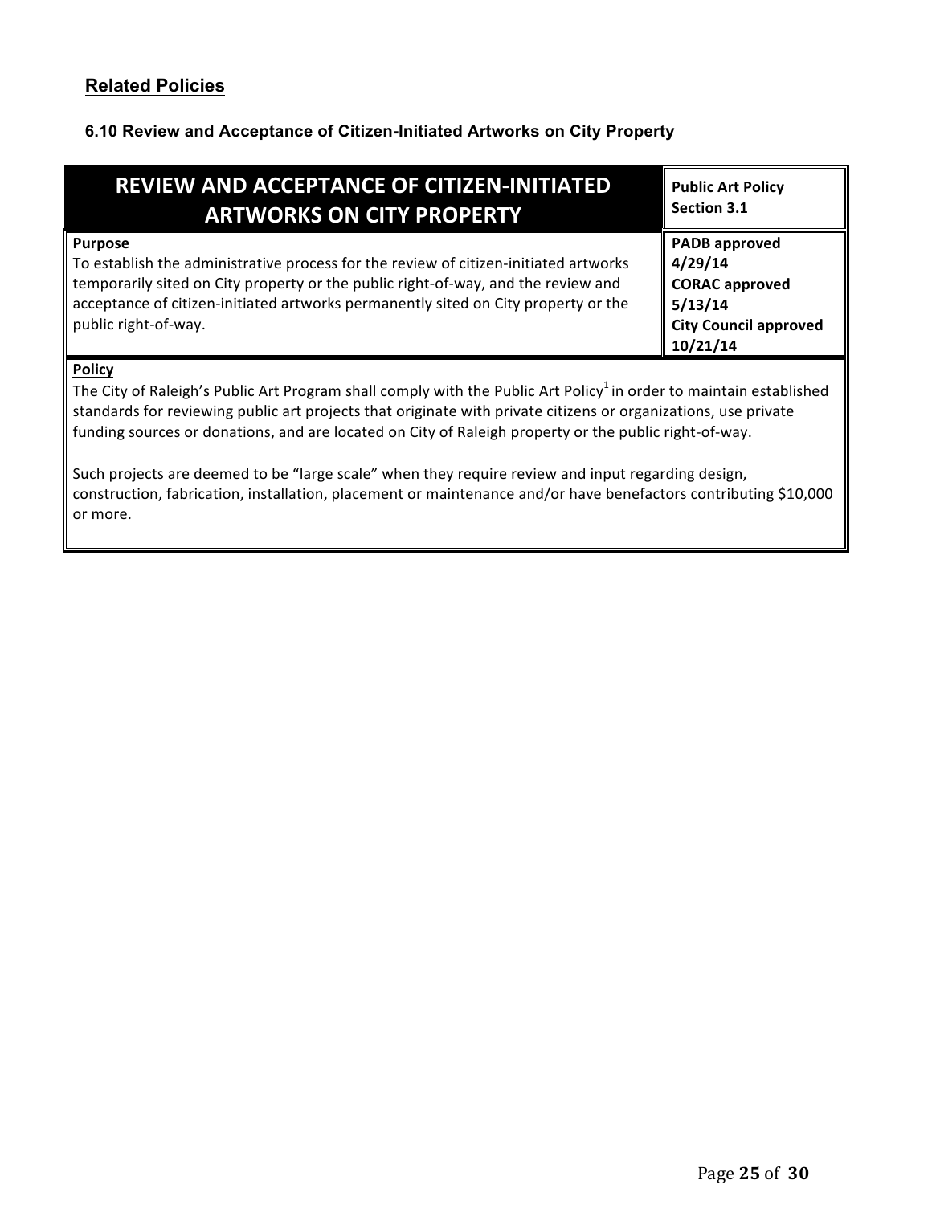## Related Policies

### 6.10 Review and Acceptance of Citizen-Initiated Artworks on City Property

| REVIEW AND ACCEPTANCE OF CITIZEN-INITIATED ARTWORKS ON CITY PROPERTY | Public Art Policy Section 3.1 |
|---|---|
| **Purpose**<br>To establish the administrative process for the review of citizen-initiated artworks temporarily sited on City property or the public right-of-way, and the review and acceptance of citizen-initiated artworks permanently sited on City property or the public right-of-way. | **PADB approved 4/29/14**<br>**CORAC approved 5/13/14**<br>**City Council approved 10/21/14** |
| **Policy**<br>The City of Raleigh's Public Art Program shall comply with the Public Art Policy[1] in order to maintain established standards for reviewing public art projects that originate with private citizens or organizations, use private funding sources or donations, and are located on City of Raleigh property or the public right-of-way.<br><br>Such projects are deemed to be "large scale" when they require review and input regarding design, construction, fabrication, installation, placement or maintenance and/or have benefactors contributing $10,000 or more. | |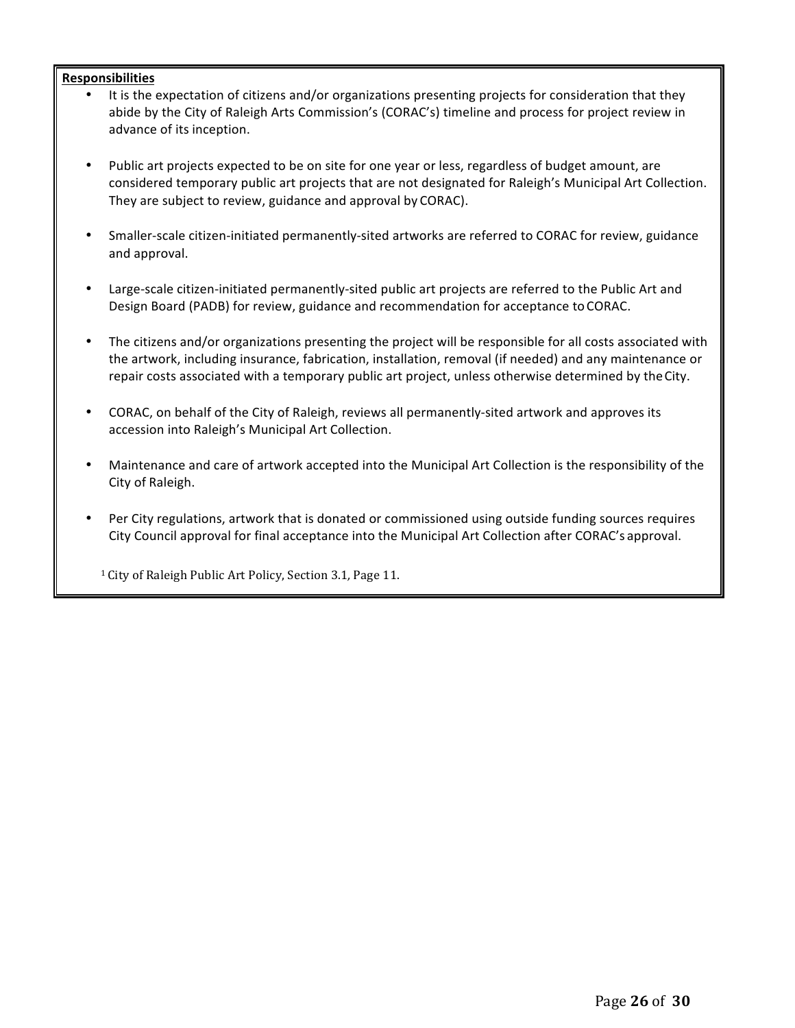**Responsibilities**

- It is the expectation of citizens and/or organizations presenting projects for consideration that they abide by the City of Raleigh Arts Commission's (CORAC's) timeline and process for project review in advance of its inception.
- Public art projects expected to be on site for one year or less, regardless of budget amount, are considered temporary public art projects that are not designated for Raleigh's Municipal Art Collection. They are subject to review, guidance and approval by CORAC).
- Smaller-scale citizen-initiated permanently-sited artworks are referred to CORAC for review, guidance and approval.
- Large-scale citizen-initiated permanently-sited public art projects are referred to the Public Art and Design Board (PADB) for review, guidance and recommendation for acceptance to CORAC.
- The citizens and/or organizations presenting the project will be responsible for all costs associated with the artwork, including insurance, fabrication, installation, removal (if needed) and any maintenance or repair costs associated with a temporary public art project, unless otherwise determined by the City.
- CORAC, on behalf of the City of Raleigh, reviews all permanently-sited artwork and approves its accession into Raleigh's Municipal Art Collection.
- Maintenance and care of artwork accepted into the Municipal Art Collection is the responsibility of the City of Raleigh.
- Per City regulations, artwork that is donated or commissioned using outside funding sources requires City Council approval for final acceptance into the Municipal Art Collection after CORAC's approval.

[1] City of Raleigh Public Art Policy, Section 3.1, Page 11.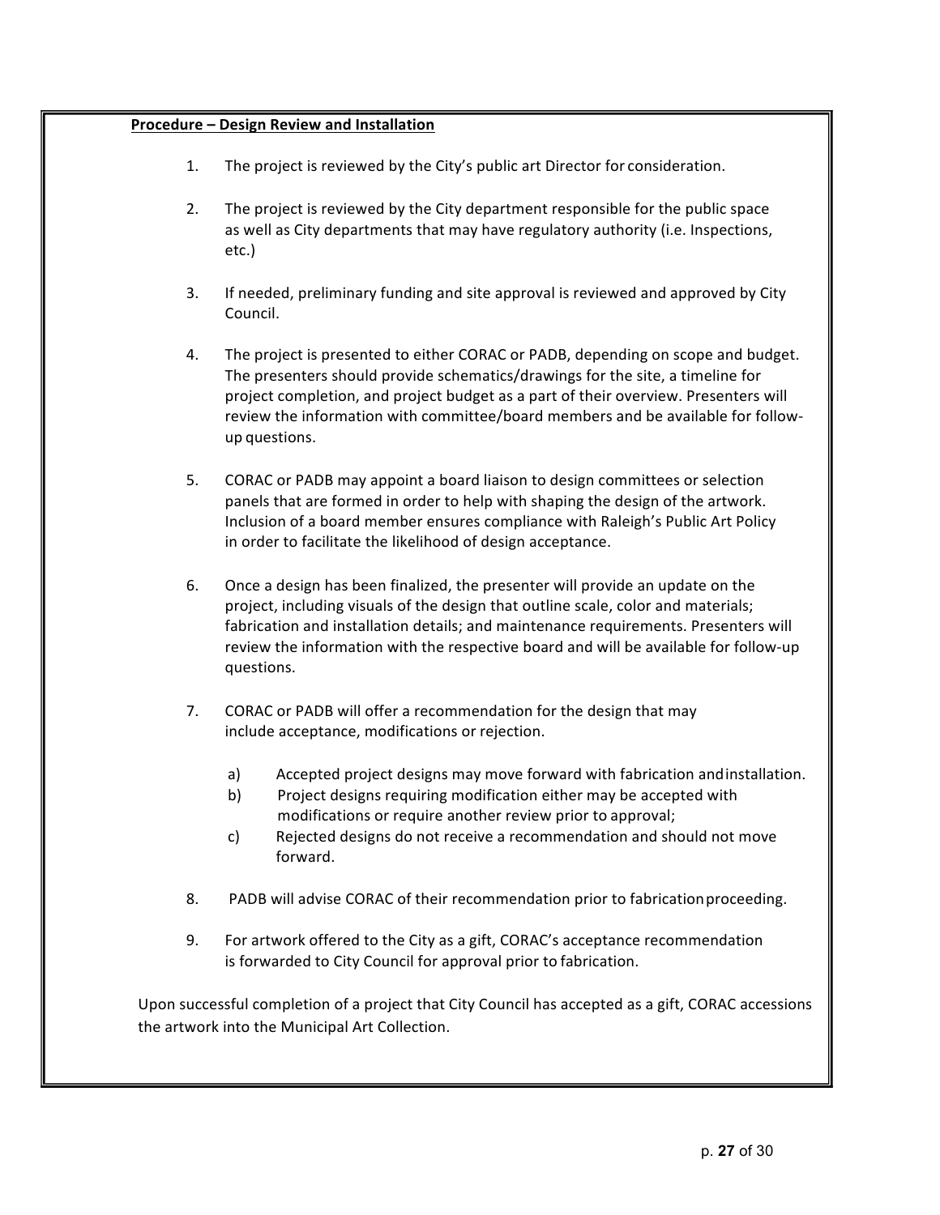**Procedure – Design Review and Installation**

1. The project is reviewed by the City's public art Director for consideration.

2. The project is reviewed by the City department responsible for the public space as well as City departments that may have regulatory authority (i.e. Inspections, etc.)

3. If needed, preliminary funding and site approval is reviewed and approved by City Council.

4. The project is presented to either CORAC or PADB, depending on scope and budget. The presenters should provide schematics/drawings for the site, a timeline for project completion, and project budget as a part of their overview. Presenters will review the information with committee/board members and be available for follow-up questions.

5. CORAC or PADB may appoint a board liaison to design committees or selection panels that are formed in order to help with shaping the design of the artwork. Inclusion of a board member ensures compliance with Raleigh's Public Art Policy in order to facilitate the likelihood of design acceptance.

6. Once a design has been finalized, the presenter will provide an update on the project, including visuals of the design that outline scale, color and materials; fabrication and installation details; and maintenance requirements. Presenters will review the information with the respective board and will be available for follow-up questions.

7. CORAC or PADB will offer a recommendation for the design that may include acceptance, modifications or rejection.

   a) Accepted project designs may move forward with fabrication and installation.
   b) Project designs requiring modification either may be accepted with modifications or require another review prior to approval;
   c) Rejected designs do not receive a recommendation and should not move forward.

8. PADB will advise CORAC of their recommendation prior to fabrication proceeding.

9. For artwork offered to the City as a gift, CORAC's acceptance recommendation is forwarded to City Council for approval prior to fabrication.

Upon successful completion of a project that City Council has accepted as a gift, CORAC accessions the artwork into the Municipal Art Collection.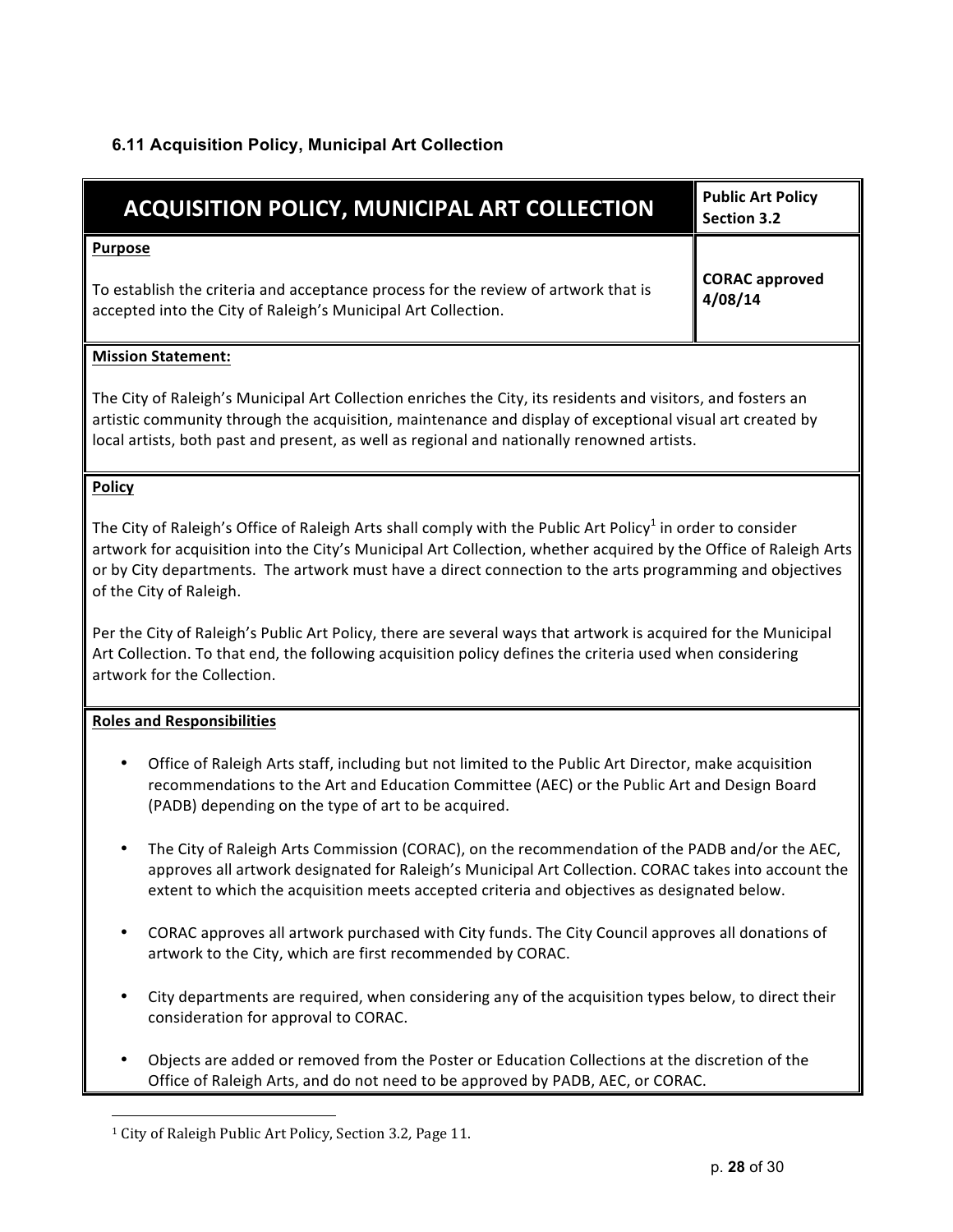### 6.11 Acquisition Policy, Municipal Art Collection

| ACQUISITION POLICY, MUNICIPAL ART COLLECTION | Public Art Policy Section 3.2 |
|---|---|
| **Purpose**<br><br>To establish the criteria and acceptance process for the review of artwork that is accepted into the City of Raleigh's Municipal Art Collection. | **CORAC approved 4/08/14** |

**Mission Statement:**

The City of Raleigh's Municipal Art Collection enriches the City, its residents and visitors, and fosters an artistic community through the acquisition, maintenance and display of exceptional visual art created by local artists, both past and present, as well as regional and nationally renowned artists.

**Policy**

The City of Raleigh's Office of Raleigh Arts shall comply with the Public Art Policy[1] in order to consider artwork for acquisition into the City's Municipal Art Collection, whether acquired by the Office of Raleigh Arts or by City departments. The artwork must have a direct connection to the arts programming and objectives of the City of Raleigh.

Per the City of Raleigh's Public Art Policy, there are several ways that artwork is acquired for the Municipal Art Collection. To that end, the following acquisition policy defines the criteria used when considering artwork for the Collection.

**Roles and Responsibilities**

- Office of Raleigh Arts staff, including but not limited to the Public Art Director, make acquisition recommendations to the Art and Education Committee (AEC) or the Public Art and Design Board (PADB) depending on the type of art to be acquired.
- The City of Raleigh Arts Commission (CORAC), on the recommendation of the PADB and/or the AEC, approves all artwork designated for Raleigh's Municipal Art Collection. CORAC takes into account the extent to which the acquisition meets accepted criteria and objectives as designated below.
- CORAC approves all artwork purchased with City funds. The City Council approves all donations of artwork to the City, which are first recommended by CORAC.
- City departments are required, when considering any of the acquisition types below, to direct their consideration for approval to CORAC.
- Objects are added or removed from the Poster or Education Collections at the discretion of the Office of Raleigh Arts, and do not need to be approved by PADB, AEC, or CORAC.

[1] City of Raleigh Public Art Policy, Section 3.2, Page 11.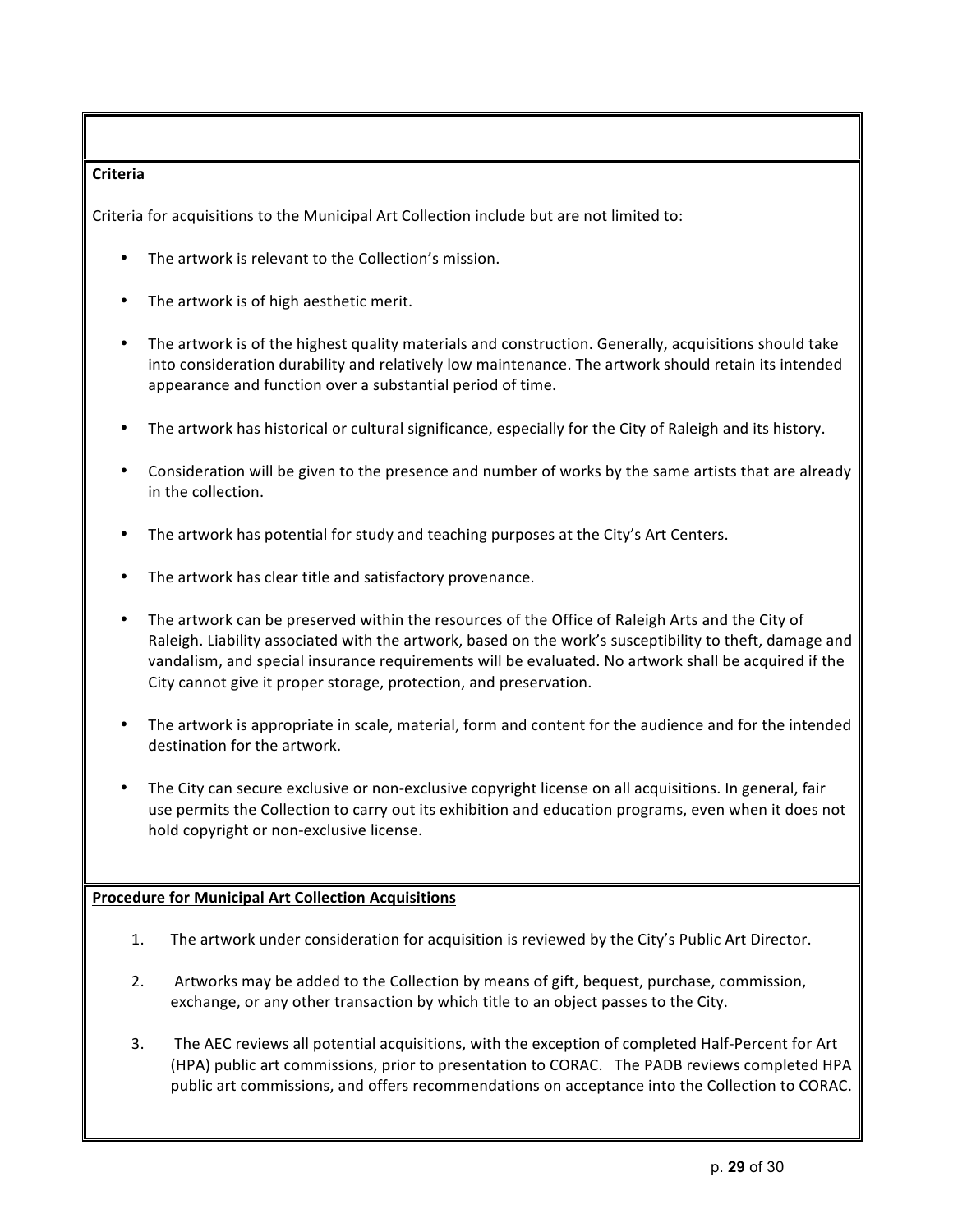**Criteria**

Criteria for acquisitions to the Municipal Art Collection include but are not limited to:

- The artwork is relevant to the Collection's mission.
- The artwork is of high aesthetic merit.
- The artwork is of the highest quality materials and construction. Generally, acquisitions should take into consideration durability and relatively low maintenance. The artwork should retain its intended appearance and function over a substantial period of time.
- The artwork has historical or cultural significance, especially for the City of Raleigh and its history.
- Consideration will be given to the presence and number of works by the same artists that are already in the collection.
- The artwork has potential for study and teaching purposes at the City's Art Centers.
- The artwork has clear title and satisfactory provenance.
- The artwork can be preserved within the resources of the Office of Raleigh Arts and the City of Raleigh. Liability associated with the artwork, based on the work's susceptibility to theft, damage and vandalism, and special insurance requirements will be evaluated. No artwork shall be acquired if the City cannot give it proper storage, protection, and preservation.
- The artwork is appropriate in scale, material, form and content for the audience and for the intended destination for the artwork.
- The City can secure exclusive or non-exclusive copyright license on all acquisitions. In general, fair use permits the Collection to carry out its exhibition and education programs, even when it does not hold copyright or non-exclusive license.

**Procedure for Municipal Art Collection Acquisitions**

1. The artwork under consideration for acquisition is reviewed by the City's Public Art Director.
2. Artworks may be added to the Collection by means of gift, bequest, purchase, commission, exchange, or any other transaction by which title to an object passes to the City.
3. The AEC reviews all potential acquisitions, with the exception of completed Half-Percent for Art (HPA) public art commissions, prior to presentation to CORAC. The PADB reviews completed HPA public art commissions, and offers recommendations on acceptance into the Collection to CORAC.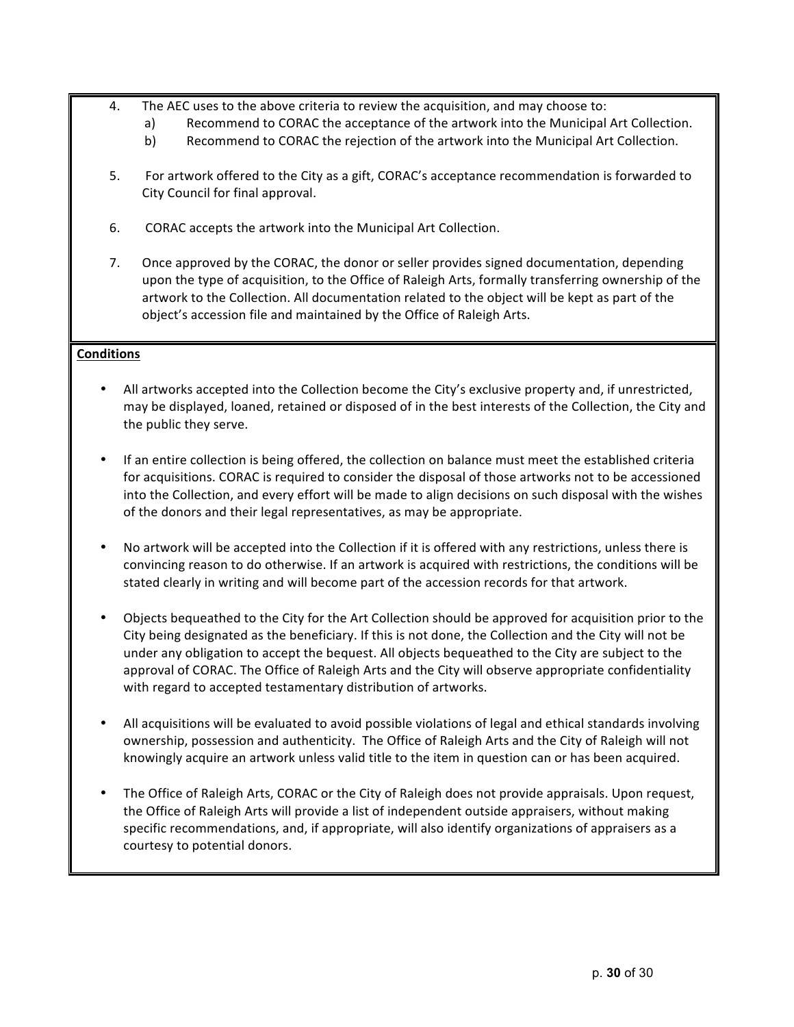4. The AEC uses to the above criteria to review the acquisition, and may choose to:
   a) Recommend to CORAC the acceptance of the artwork into the Municipal Art Collection.
   b) Recommend to CORAC the rejection of the artwork into the Municipal Art Collection.

5. For artwork offered to the City as a gift, CORAC's acceptance recommendation is forwarded to City Council for final approval.

6. CORAC accepts the artwork into the Municipal Art Collection.

7. Once approved by the CORAC, the donor or seller provides signed documentation, depending upon the type of acquisition, to the Office of Raleigh Arts, formally transferring ownership of the artwork to the Collection. All documentation related to the object will be kept as part of the object's accession file and maintained by the Office of Raleigh Arts.

**Conditions**

- All artworks accepted into the Collection become the City's exclusive property and, if unrestricted, may be displayed, loaned, retained or disposed of in the best interests of the Collection, the City and the public they serve.

- If an entire collection is being offered, the collection on balance must meet the established criteria for acquisitions. CORAC is required to consider the disposal of those artworks not to be accessioned into the Collection, and every effort will be made to align decisions on such disposal with the wishes of the donors and their legal representatives, as may be appropriate.

- No artwork will be accepted into the Collection if it is offered with any restrictions, unless there is convincing reason to do otherwise. If an artwork is acquired with restrictions, the conditions will be stated clearly in writing and will become part of the accession records for that artwork.

- Objects bequeathed to the City for the Art Collection should be approved for acquisition prior to the City being designated as the beneficiary. If this is not done, the Collection and the City will not be under any obligation to accept the bequest. All objects bequeathed to the City are subject to the approval of CORAC. The Office of Raleigh Arts and the City will observe appropriate confidentiality with regard to accepted testamentary distribution of artworks.

- All acquisitions will be evaluated to avoid possible violations of legal and ethical standards involving ownership, possession and authenticity. The Office of Raleigh Arts and the City of Raleigh will not knowingly acquire an artwork unless valid title to the item in question can or has been acquired.

- The Office of Raleigh Arts, CORAC or the City of Raleigh does not provide appraisals. Upon request, the Office of Raleigh Arts will provide a list of independent outside appraisers, without making specific recommendations, and, if appropriate, will also identify organizations of appraisers as a courtesy to potential donors.